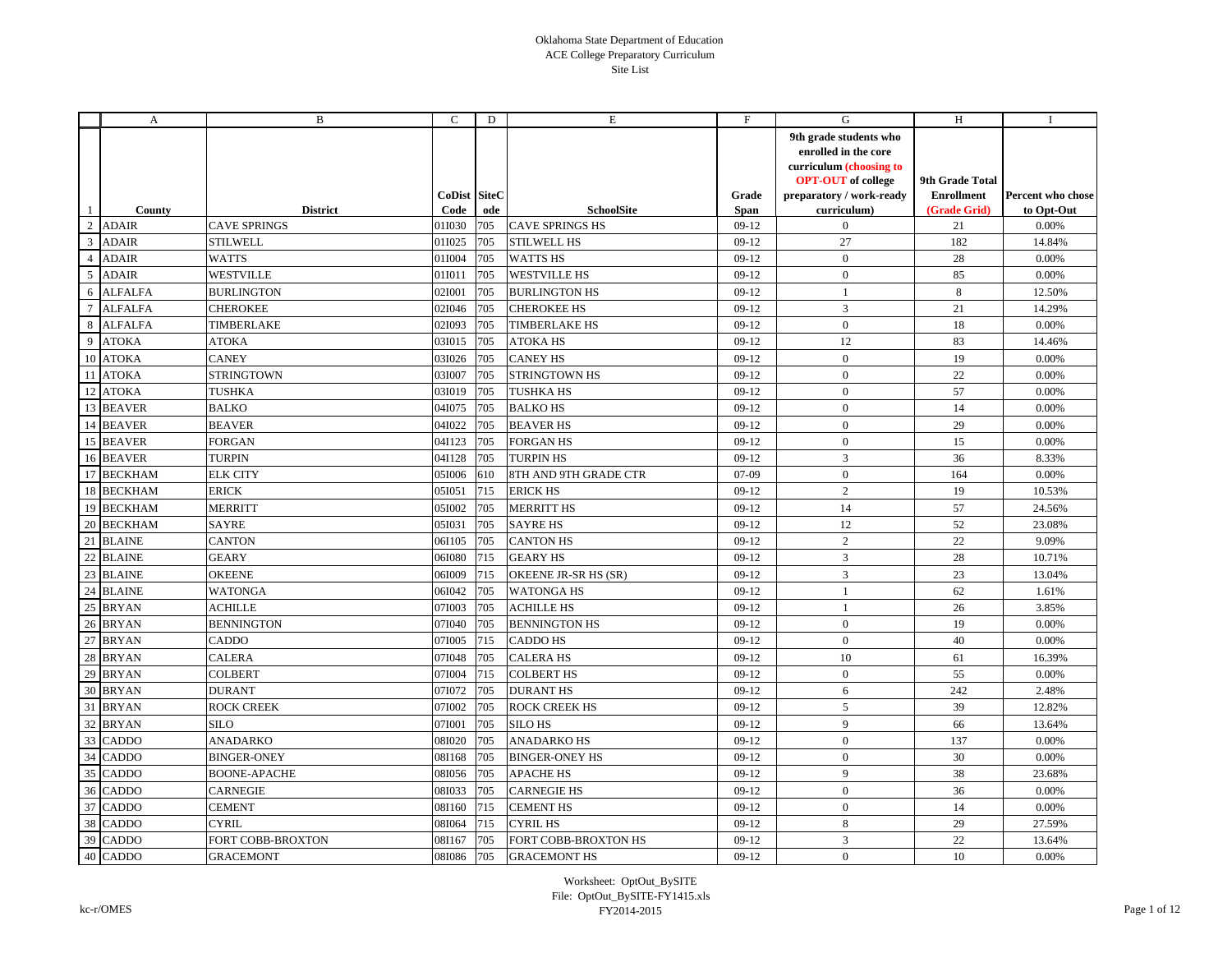# Oklahoma State Department of Education
## ACE College Preparatory Curriculum
### Site List

| | A | B | C | D | E | F | G | H | I |
|---|---|---|---|---|---|---|---|---|---|
| 1 | County | District | CoDist Code | SiteCode | SchoolSite | Grade Span | 9th grade students who enrolled in the core curriculum (choosing to OPT-OUT of college preparatory / work-ready curriculum) | 9th Grade Total Enrollment (Grade Grid) | Percent who chose to Opt-Out |
| 2 | ADAIR | CAVE SPRINGS | 01I030 | 705 | CAVE SPRINGS HS | 09-12 | 0 | 21 | 0.00% |
| 3 | ADAIR | STILWELL | 01I025 | 705 | STILWELL HS | 09-12 | 27 | 182 | 14.84% |
| 4 | ADAIR | WATTS | 01I004 | 705 | WATTS HS | 09-12 | 0 | 28 | 0.00% |
| 5 | ADAIR | WESTVILLE | 01I011 | 705 | WESTVILLE HS | 09-12 | 0 | 85 | 0.00% |
| 6 | ALFALFA | BURLINGTON | 02I001 | 705 | BURLINGTON HS | 09-12 | 1 | 8 | 12.50% |
| 7 | ALFALFA | CHEROKEE | 02I046 | 705 | CHEROKEE HS | 09-12 | 3 | 21 | 14.29% |
| 8 | ALFALFA | TIMBERLAKE | 02I093 | 705 | TIMBERLAKE HS | 09-12 | 0 | 18 | 0.00% |
| 9 | ATOKA | ATOKA | 03I015 | 705 | ATOKA HS | 09-12 | 12 | 83 | 14.46% |
| 10 | ATOKA | CANEY | 03I026 | 705 | CANEY HS | 09-12 | 0 | 19 | 0.00% |
| 11 | ATOKA | STRINGTOWN | 03I007 | 705 | STRINGTOWN HS | 09-12 | 0 | 22 | 0.00% |
| 12 | ATOKA | TUSHKA | 03I019 | 705 | TUSHKA HS | 09-12 | 0 | 57 | 0.00% |
| 13 | BEAVER | BALKO | 04I075 | 705 | BALKO HS | 09-12 | 0 | 14 | 0.00% |
| 14 | BEAVER | BEAVER | 04I022 | 705 | BEAVER HS | 09-12 | 0 | 29 | 0.00% |
| 15 | BEAVER | FORGAN | 04I123 | 705 | FORGAN HS | 09-12 | 0 | 15 | 0.00% |
| 16 | BEAVER | TURPIN | 04I128 | 705 | TURPIN HS | 09-12 | 3 | 36 | 8.33% |
| 17 | BECKHAM | ELK CITY | 05I006 | 610 | 8TH AND 9TH GRADE CTR | 07-09 | 0 | 164 | 0.00% |
| 18 | BECKHAM | ERICK | 05I051 | 715 | ERICK HS | 09-12 | 2 | 19 | 10.53% |
| 19 | BECKHAM | MERRITT | 05I002 | 705 | MERRITT HS | 09-12 | 14 | 57 | 24.56% |
| 20 | BECKHAM | SAYRE | 05I031 | 705 | SAYRE HS | 09-12 | 12 | 52 | 23.08% |
| 21 | BLAINE | CANTON | 06I105 | 705 | CANTON HS | 09-12 | 2 | 22 | 9.09% |
| 22 | BLAINE | GEARY | 06I080 | 715 | GEARY HS | 09-12 | 3 | 28 | 10.71% |
| 23 | BLAINE | OKEENE | 06I009 | 715 | OKEENE JR-SR HS (SR) | 09-12 | 3 | 23 | 13.04% |
| 24 | BLAINE | WATONGA | 06I042 | 705 | WATONGA HS | 09-12 | 1 | 62 | 1.61% |
| 25 | BRYAN | ACHILLE | 07I003 | 705 | ACHILLE HS | 09-12 | 1 | 26 | 3.85% |
| 26 | BRYAN | BENNINGTON | 07I040 | 705 | BENNINGTON HS | 09-12 | 0 | 19 | 0.00% |
| 27 | BRYAN | CADDO | 07I005 | 715 | CADDO HS | 09-12 | 0 | 40 | 0.00% |
| 28 | BRYAN | CALERA | 07I048 | 705 | CALERA HS | 09-12 | 10 | 61 | 16.39% |
| 29 | BRYAN | COLBERT | 07I004 | 715 | COLBERT HS | 09-12 | 0 | 55 | 0.00% |
| 30 | BRYAN | DURANT | 07I072 | 705 | DURANT HS | 09-12 | 6 | 242 | 2.48% |
| 31 | BRYAN | ROCK CREEK | 07I002 | 705 | ROCK CREEK HS | 09-12 | 5 | 39 | 12.82% |
| 32 | BRYAN | SILO | 07I001 | 705 | SILO HS | 09-12 | 9 | 66 | 13.64% |
| 33 | CADDO | ANADARKO | 08I020 | 705 | ANADARKO HS | 09-12 | 0 | 137 | 0.00% |
| 34 | CADDO | BINGER-ONEY | 08I168 | 705 | BINGER-ONEY HS | 09-12 | 0 | 30 | 0.00% |
| 35 | CADDO | BOONE-APACHE | 08I056 | 705 | APACHE HS | 09-12 | 9 | 38 | 23.68% |
| 36 | CADDO | CARNEGIE | 08I033 | 705 | CARNEGIE HS | 09-12 | 0 | 36 | 0.00% |
| 37 | CADDO | CEMENT | 08I160 | 715 | CEMENT HS | 09-12 | 0 | 14 | 0.00% |
| 38 | CADDO | CYRIL | 08I064 | 715 | CYRIL HS | 09-12 | 8 | 29 | 27.59% |
| 39 | CADDO | FORT COBB-BROXTON | 08I167 | 705 | FORT COBB-BROXTON HS | 09-12 | 3 | 22 | 13.64% |
| 40 | CADDO | GRACEMONT | 08I086 | 705 | GRACEMONT HS | 09-12 | 0 | 10 | 0.00% |

Worksheet: OptOut_BySITE
File: OptOut_BySITE-FY1415.xls
FY2014-2015

kc-r/OMES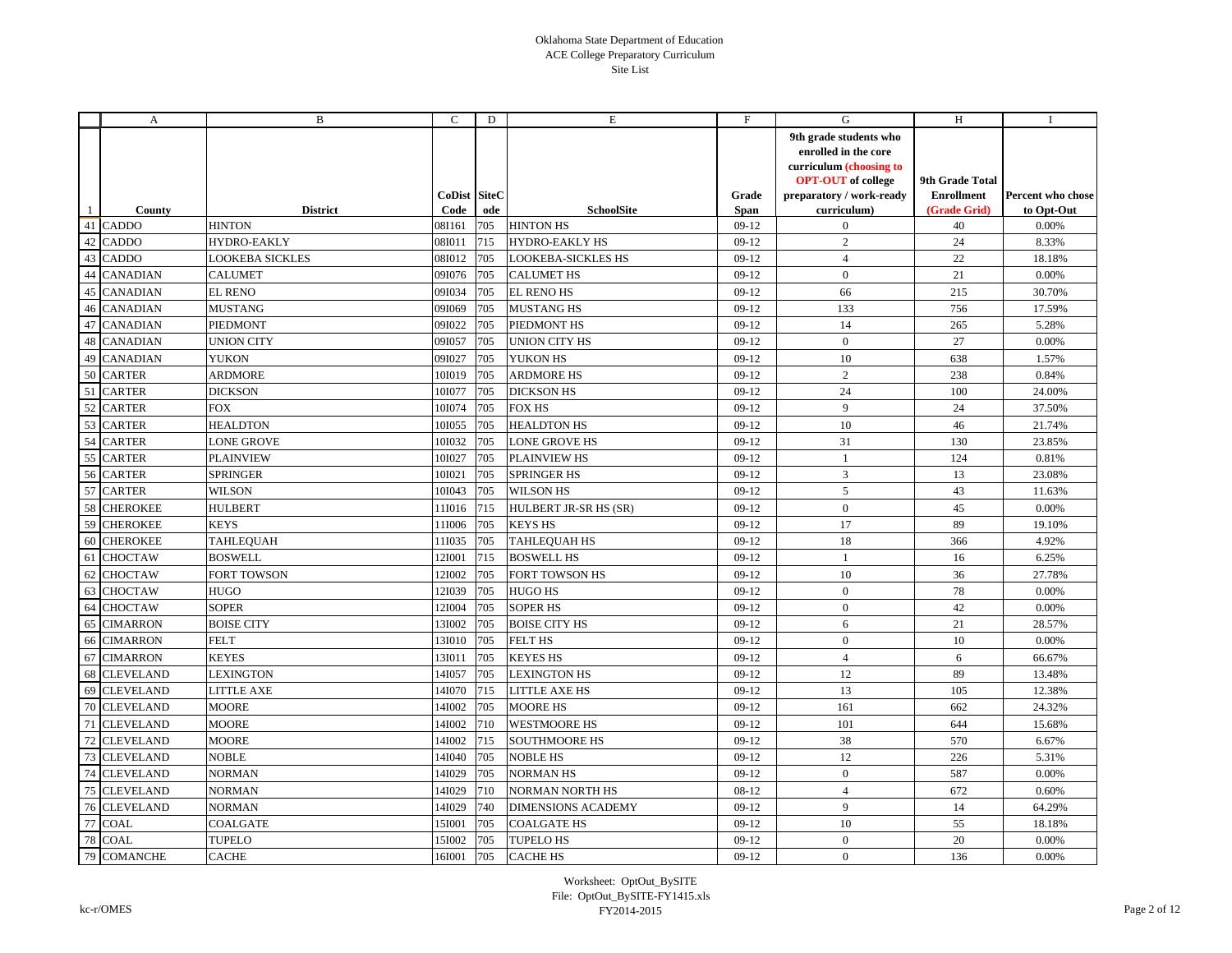# Oklahoma State Department of Education
## ACE College Preparatory Curriculum
### Site List

| | A | B | C | D | E | F | G | H | I |
|---|---|---|---|---|---|---|---|---|---|
| 1 | County | District | CoDist Code | SiteCode | SchoolSite | Grade Span | 9th grade students who enrolled in the core curriculum (choosing to OPT-OUT of college preparatory / work-ready curriculum) | 9th Grade Total Enrollment (Grade Grid) | Percent who chose to Opt-Out |
| 41 | CADDO | HINTON | 08I161 | 705 | HINTON HS | 09-12 | 0 | 40 | 0.00% |
| 42 | CADDO | HYDRO-EAKLY | 08I011 | 715 | HYDRO-EAKLY HS | 09-12 | 2 | 24 | 8.33% |
| 43 | CADDO | LOOKEBA SICKLES | 08I012 | 705 | LOOKEBA-SICKLES HS | 09-12 | 4 | 22 | 18.18% |
| 44 | CANADIAN | CALUMET | 09I076 | 705 | CALUMET HS | 09-12 | 0 | 21 | 0.00% |
| 45 | CANADIAN | EL RENO | 09I034 | 705 | EL RENO HS | 09-12 | 66 | 215 | 30.70% |
| 46 | CANADIAN | MUSTANG | 09I069 | 705 | MUSTANG HS | 09-12 | 133 | 756 | 17.59% |
| 47 | CANADIAN | PIEDMONT | 09I022 | 705 | PIEDMONT HS | 09-12 | 14 | 265 | 5.28% |
| 48 | CANADIAN | UNION CITY | 09I057 | 705 | UNION CITY HS | 09-12 | 0 | 27 | 0.00% |
| 49 | CANADIAN | YUKON | 09I027 | 705 | YUKON HS | 09-12 | 10 | 638 | 1.57% |
| 50 | CARTER | ARDMORE | 10I019 | 705 | ARDMORE HS | 09-12 | 2 | 238 | 0.84% |
| 51 | CARTER | DICKSON | 10I077 | 705 | DICKSON HS | 09-12 | 24 | 100 | 24.00% |
| 52 | CARTER | FOX | 10I074 | 705 | FOX HS | 09-12 | 9 | 24 | 37.50% |
| 53 | CARTER | HEALDTON | 10I055 | 705 | HEALDTON HS | 09-12 | 10 | 46 | 21.74% |
| 54 | CARTER | LONE GROVE | 10I032 | 705 | LONE GROVE HS | 09-12 | 31 | 130 | 23.85% |
| 55 | CARTER | PLAINVIEW | 10I027 | 705 | PLAINVIEW HS | 09-12 | 1 | 124 | 0.81% |
| 56 | CARTER | SPRINGER | 10I021 | 705 | SPRINGER HS | 09-12 | 3 | 13 | 23.08% |
| 57 | CARTER | WILSON | 10I043 | 705 | WILSON HS | 09-12 | 5 | 43 | 11.63% |
| 58 | CHEROKEE | HULBERT | 11I016 | 715 | HULBERT JR-SR HS (SR) | 09-12 | 0 | 45 | 0.00% |
| 59 | CHEROKEE | KEYS | 11I006 | 705 | KEYS HS | 09-12 | 17 | 89 | 19.10% |
| 60 | CHEROKEE | TAHLEQUAH | 11I035 | 705 | TAHLEQUAH HS | 09-12 | 18 | 366 | 4.92% |
| 61 | CHOCTAW | BOSWELL | 12I001 | 715 | BOSWELL HS | 09-12 | 1 | 16 | 6.25% |
| 62 | CHOCTAW | FORT TOWSON | 12I002 | 705 | FORT TOWSON HS | 09-12 | 10 | 36 | 27.78% |
| 63 | CHOCTAW | HUGO | 12I039 | 705 | HUGO HS | 09-12 | 0 | 78 | 0.00% |
| 64 | CHOCTAW | SOPER | 12I004 | 705 | SOPER HS | 09-12 | 0 | 42 | 0.00% |
| 65 | CIMARRON | BOISE CITY | 13I002 | 705 | BOISE CITY HS | 09-12 | 6 | 21 | 28.57% |
| 66 | CIMARRON | FELT | 13I010 | 705 | FELT HS | 09-12 | 0 | 10 | 0.00% |
| 67 | CIMARRON | KEYES | 13I011 | 705 | KEYES HS | 09-12 | 4 | 6 | 66.67% |
| 68 | CLEVELAND | LEXINGTON | 14I057 | 705 | LEXINGTON HS | 09-12 | 12 | 89 | 13.48% |
| 69 | CLEVELAND | LITTLE AXE | 14I070 | 715 | LITTLE AXE HS | 09-12 | 13 | 105 | 12.38% |
| 70 | CLEVELAND | MOORE | 14I002 | 705 | MOORE HS | 09-12 | 161 | 662 | 24.32% |
| 71 | CLEVELAND | MOORE | 14I002 | 710 | WESTMOORE HS | 09-12 | 101 | 644 | 15.68% |
| 72 | CLEVELAND | MOORE | 14I002 | 715 | SOUTHMOORE HS | 09-12 | 38 | 570 | 6.67% |
| 73 | CLEVELAND | NOBLE | 14I040 | 705 | NOBLE HS | 09-12 | 12 | 226 | 5.31% |
| 74 | CLEVELAND | NORMAN | 14I029 | 705 | NORMAN HS | 09-12 | 0 | 587 | 0.00% |
| 75 | CLEVELAND | NORMAN | 14I029 | 710 | NORMAN NORTH HS | 08-12 | 4 | 672 | 0.60% |
| 76 | CLEVELAND | NORMAN | 14I029 | 740 | DIMENSIONS ACADEMY | 09-12 | 9 | 14 | 64.29% |
| 77 | COAL | COALGATE | 15I001 | 705 | COALGATE HS | 09-12 | 10 | 55 | 18.18% |
| 78 | COAL | TUPELO | 15I002 | 705 | TUPELO HS | 09-12 | 0 | 20 | 0.00% |
| 79 | COMANCHE | CACHE | 16I001 | 705 | CACHE HS | 09-12 | 0 | 136 | 0.00% |

Worksheet: OptOut_BySITE
File: OptOut_BySITE-FY1415.xls
FY2014-2015

kc-r/OMES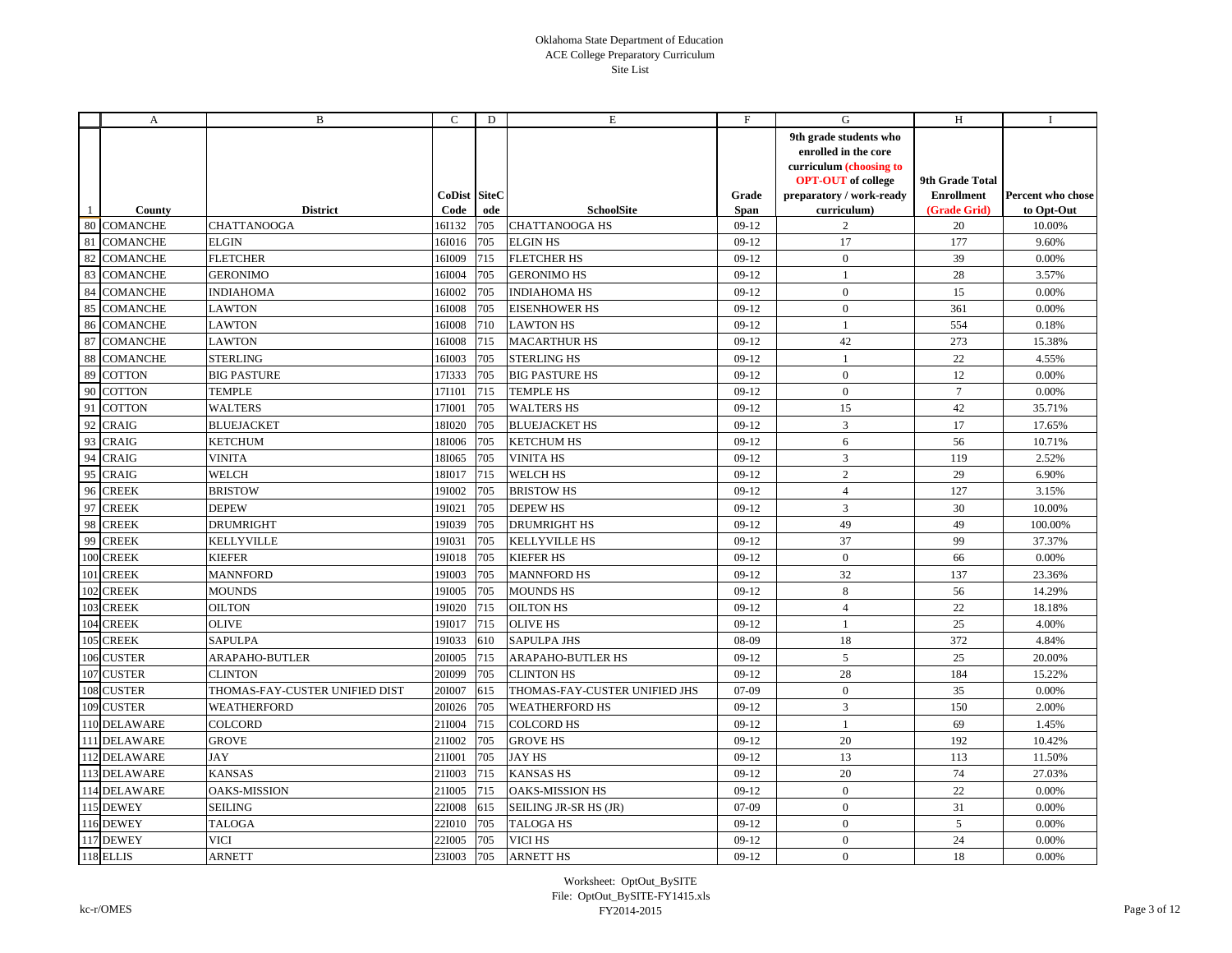Oklahoma State Department of Education
ACE College Preparatory Curriculum
Site List

| | A | B | C | D | E | F | G | H | I |
|---|---|---|---|---|---|---|---|---|---|
| 1 | County | District | CoDist Code | SiteCode | SchoolSite | Grade Span | 9th grade students who enrolled in the core curriculum (choosing to OPT-OUT of college preparatory / work-ready curriculum) | 9th Grade Total Enrollment (Grade Grid) | Percent who chose to Opt-Out |
| 80 | COMANCHE | CHATTANOOGA | 16I132 | 705 | CHATTANOOGA HS | 09-12 | 2 | 20 | 10.00% |
| 81 | COMANCHE | ELGIN | 16I016 | 705 | ELGIN HS | 09-12 | 17 | 177 | 9.60% |
| 82 | COMANCHE | FLETCHER | 16I009 | 715 | FLETCHER HS | 09-12 | 0 | 39 | 0.00% |
| 83 | COMANCHE | GERONIMO | 16I004 | 705 | GERONIMO HS | 09-12 | 1 | 28 | 3.57% |
| 84 | COMANCHE | INDIAHOMA | 16I002 | 705 | INDIAHOMA HS | 09-12 | 0 | 15 | 0.00% |
| 85 | COMANCHE | LAWTON | 16I008 | 705 | EISENHOWER HS | 09-12 | 0 | 361 | 0.00% |
| 86 | COMANCHE | LAWTON | 16I008 | 710 | LAWTON HS | 09-12 | 1 | 554 | 0.18% |
| 87 | COMANCHE | LAWTON | 16I008 | 715 | MACARTHUR HS | 09-12 | 42 | 273 | 15.38% |
| 88 | COMANCHE | STERLING | 16I003 | 705 | STERLING HS | 09-12 | 1 | 22 | 4.55% |
| 89 | COTTON | BIG PASTURE | 17I333 | 705 | BIG PASTURE HS | 09-12 | 0 | 12 | 0.00% |
| 90 | COTTON | TEMPLE | 17I101 | 715 | TEMPLE HS | 09-12 | 0 | 7 | 0.00% |
| 91 | COTTON | WALTERS | 17I001 | 705 | WALTERS HS | 09-12 | 15 | 42 | 35.71% |
| 92 | CRAIG | BLUEJACKET | 18I020 | 705 | BLUEJACKET HS | 09-12 | 3 | 17 | 17.65% |
| 93 | CRAIG | KETCHUM | 18I006 | 705 | KETCHUM HS | 09-12 | 6 | 56 | 10.71% |
| 94 | CRAIG | VINITA | 18I065 | 705 | VINITA HS | 09-12 | 3 | 119 | 2.52% |
| 95 | CRAIG | WELCH | 18I017 | 715 | WELCH HS | 09-12 | 2 | 29 | 6.90% |
| 96 | CREEK | BRISTOW | 19I002 | 705 | BRISTOW HS | 09-12 | 4 | 127 | 3.15% |
| 97 | CREEK | DEPEW | 19I021 | 705 | DEPEW HS | 09-12 | 3 | 30 | 10.00% |
| 98 | CREEK | DRUMRIGHT | 19I039 | 705 | DRUMRIGHT HS | 09-12 | 49 | 49 | 100.00% |
| 99 | CREEK | KELLYVILLE | 19I031 | 705 | KELLYVILLE HS | 09-12 | 37 | 99 | 37.37% |
| 100 | CREEK | KIEFER | 19I018 | 705 | KIEFER HS | 09-12 | 0 | 66 | 0.00% |
| 101 | CREEK | MANNFORD | 19I003 | 705 | MANNFORD HS | 09-12 | 32 | 137 | 23.36% |
| 102 | CREEK | MOUNDS | 19I005 | 705 | MOUNDS HS | 09-12 | 8 | 56 | 14.29% |
| 103 | CREEK | OILTON | 19I020 | 715 | OILTON HS | 09-12 | 4 | 22 | 18.18% |
| 104 | CREEK | OLIVE | 19I017 | 715 | OLIVE HS | 09-12 | 1 | 25 | 4.00% |
| 105 | CREEK | SAPULPA | 19I033 | 610 | SAPULPA JHS | 08-09 | 18 | 372 | 4.84% |
| 106 | CUSTER | ARAPAHO-BUTLER | 20I005 | 715 | ARAPAHO-BUTLER HS | 09-12 | 5 | 25 | 20.00% |
| 107 | CUSTER | CLINTON | 20I099 | 705 | CLINTON HS | 09-12 | 28 | 184 | 15.22% |
| 108 | CUSTER | THOMAS-FAY-CUSTER UNIFIED DIST | 20I007 | 615 | THOMAS-FAY-CUSTER UNIFIED JHS | 07-09 | 0 | 35 | 0.00% |
| 109 | CUSTER | WEATHERFORD | 20I026 | 705 | WEATHERFORD HS | 09-12 | 3 | 150 | 2.00% |
| 110 | DELAWARE | COLCORD | 21I004 | 715 | COLCORD HS | 09-12 | 1 | 69 | 1.45% |
| 111 | DELAWARE | GROVE | 21I002 | 705 | GROVE HS | 09-12 | 20 | 192 | 10.42% |
| 112 | DELAWARE | JAY | 21I001 | 705 | JAY HS | 09-12 | 13 | 113 | 11.50% |
| 113 | DELAWARE | KANSAS | 21I003 | 715 | KANSAS HS | 09-12 | 20 | 74 | 27.03% |
| 114 | DELAWARE | OAKS-MISSION | 21I005 | 715 | OAKS-MISSION HS | 09-12 | 0 | 22 | 0.00% |
| 115 | DEWEY | SEILING | 22I008 | 615 | SEILING JR-SR HS (JR) | 07-09 | 0 | 31 | 0.00% |
| 116 | DEWEY | TALOGA | 22I010 | 705 | TALOGA HS | 09-12 | 0 | 5 | 0.00% |
| 117 | DEWEY | VICI | 22I005 | 705 | VICI HS | 09-12 | 0 | 24 | 0.00% |
| 118 | ELLIS | ARNETT | 23I003 | 705 | ARNETT HS | 09-12 | 0 | 18 | 0.00% |

Worksheet: OptOut_BySITE
File: OptOut_BySITE-FY1415.xls
FY2014-2015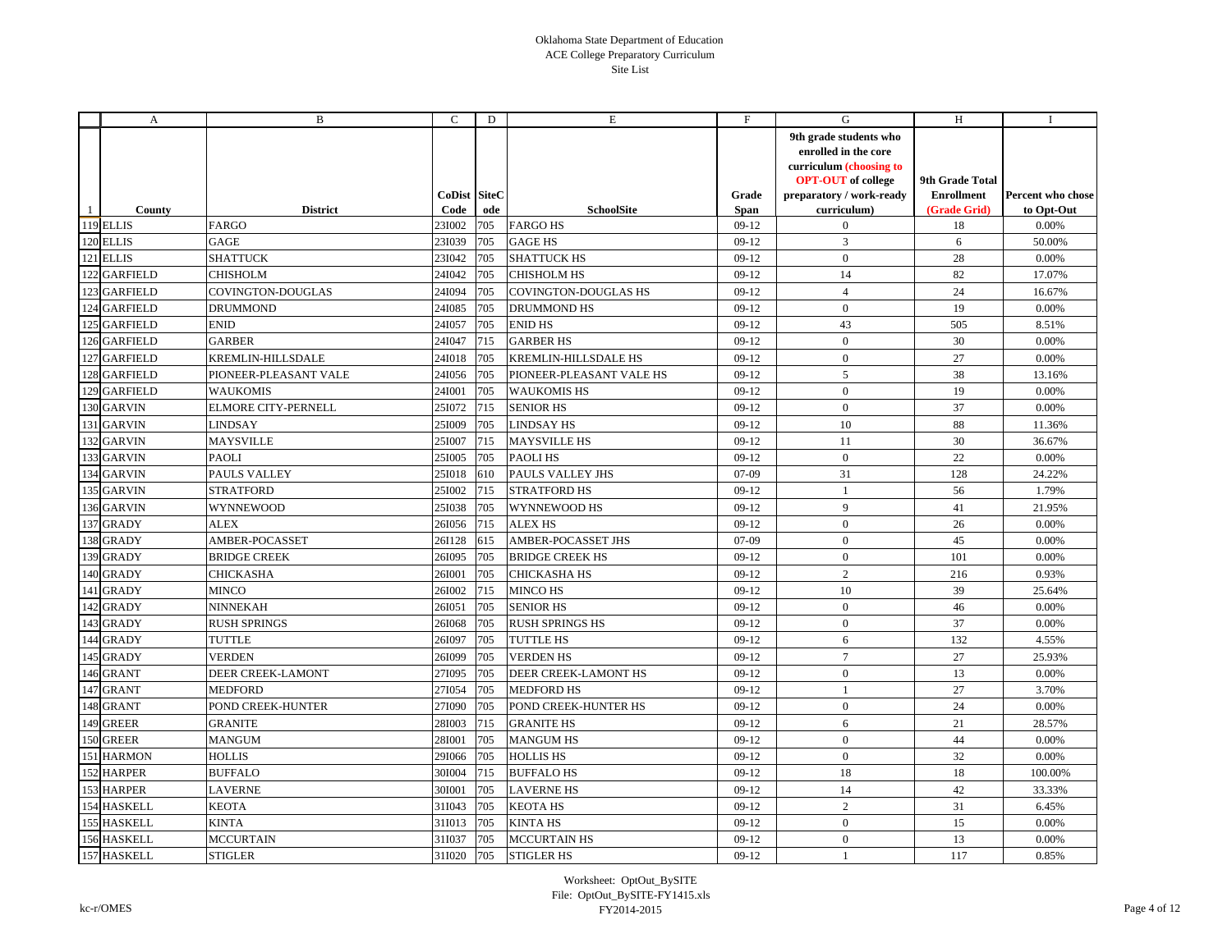Oklahoma State Department of Education
ACE College Preparatory Curriculum
Site List

| | A | B | C | D | E | F | G | H | I |
|---|---|---|---|---|---|---|---|---|---|
| 1 | County | District | CoDist Code | SiteCode | SchoolSite | Grade Span | 9th grade students who enrolled in the core curriculum (choosing to OPT-OUT of college preparatory / work-ready curriculum) | 9th Grade Total Enrollment (Grade Grid) | Percent who chose to Opt-Out |
| 119 | ELLIS | FARGO | 23I002 | 705 | FARGO HS | 09-12 | 0 | 18 | 0.00% |
| 120 | ELLIS | GAGE | 23I039 | 705 | GAGE HS | 09-12 | 3 | 6 | 50.00% |
| 121 | ELLIS | SHATTUCK | 23I042 | 705 | SHATTUCK HS | 09-12 | 0 | 28 | 0.00% |
| 122 | GARFIELD | CHISHOLM | 24I042 | 705 | CHISHOLM HS | 09-12 | 14 | 82 | 17.07% |
| 123 | GARFIELD | COVINGTON-DOUGLAS | 24I094 | 705 | COVINGTON-DOUGLAS HS | 09-12 | 4 | 24 | 16.67% |
| 124 | GARFIELD | DRUMMOND | 24I085 | 705 | DRUMMOND HS | 09-12 | 0 | 19 | 0.00% |
| 125 | GARFIELD | ENID | 24I057 | 705 | ENID HS | 09-12 | 43 | 505 | 8.51% |
| 126 | GARFIELD | GARBER | 24I047 | 715 | GARBER HS | 09-12 | 0 | 30 | 0.00% |
| 127 | GARFIELD | KREMLIN-HILLSDALE | 24I018 | 705 | KREMLIN-HILLSDALE HS | 09-12 | 0 | 27 | 0.00% |
| 128 | GARFIELD | PIONEER-PLEASANT VALE | 24I056 | 705 | PIONEER-PLEASANT VALE HS | 09-12 | 5 | 38 | 13.16% |
| 129 | GARFIELD | WAUKOMIS | 24I001 | 705 | WAUKOMIS HS | 09-12 | 0 | 19 | 0.00% |
| 130 | GARVIN | ELMORE CITY-PERNELL | 25I072 | 715 | SENIOR HS | 09-12 | 0 | 37 | 0.00% |
| 131 | GARVIN | LINDSAY | 25I009 | 705 | LINDSAY HS | 09-12 | 10 | 88 | 11.36% |
| 132 | GARVIN | MAYSVILLE | 25I007 | 715 | MAYSVILLE HS | 09-12 | 11 | 30 | 36.67% |
| 133 | GARVIN | PAOLI | 25I005 | 705 | PAOLI HS | 09-12 | 0 | 22 | 0.00% |
| 134 | GARVIN | PAULS VALLEY | 25I018 | 610 | PAULS VALLEY JHS | 07-09 | 31 | 128 | 24.22% |
| 135 | GARVIN | STRATFORD | 25I002 | 715 | STRATFORD HS | 09-12 | 1 | 56 | 1.79% |
| 136 | GARVIN | WYNNEWOOD | 25I038 | 705 | WYNNEWOOD HS | 09-12 | 9 | 41 | 21.95% |
| 137 | GRADY | ALEX | 26I056 | 715 | ALEX HS | 09-12 | 0 | 26 | 0.00% |
| 138 | GRADY | AMBER-POCASSET | 26I128 | 615 | AMBER-POCASSET JHS | 07-09 | 0 | 45 | 0.00% |
| 139 | GRADY | BRIDGE CREEK | 26I095 | 705 | BRIDGE CREEK HS | 09-12 | 0 | 101 | 0.00% |
| 140 | GRADY | CHICKASHA | 26I001 | 705 | CHICKASHA HS | 09-12 | 2 | 216 | 0.93% |
| 141 | GRADY | MINCO | 26I002 | 715 | MINCO HS | 09-12 | 10 | 39 | 25.64% |
| 142 | GRADY | NINNEKAH | 26I051 | 705 | SENIOR HS | 09-12 | 0 | 46 | 0.00% |
| 143 | GRADY | RUSH SPRINGS | 26I068 | 705 | RUSH SPRINGS HS | 09-12 | 0 | 37 | 0.00% |
| 144 | GRADY | TUTTLE | 26I097 | 705 | TUTTLE HS | 09-12 | 6 | 132 | 4.55% |
| 145 | GRADY | VERDEN | 26I099 | 705 | VERDEN HS | 09-12 | 7 | 27 | 25.93% |
| 146 | GRANT | DEER CREEK-LAMONT | 27I095 | 705 | DEER CREEK-LAMONT HS | 09-12 | 0 | 13 | 0.00% |
| 147 | GRANT | MEDFORD | 27I054 | 705 | MEDFORD HS | 09-12 | 1 | 27 | 3.70% |
| 148 | GRANT | POND CREEK-HUNTER | 27I090 | 705 | POND CREEK-HUNTER HS | 09-12 | 0 | 24 | 0.00% |
| 149 | GREER | GRANITE | 28I003 | 715 | GRANITE HS | 09-12 | 6 | 21 | 28.57% |
| 150 | GREER | MANGUM | 28I001 | 705 | MANGUM HS | 09-12 | 0 | 44 | 0.00% |
| 151 | HARMON | HOLLIS | 29I066 | 705 | HOLLIS HS | 09-12 | 0 | 32 | 0.00% |
| 152 | HARPER | BUFFALO | 30I004 | 715 | BUFFALO HS | 09-12 | 18 | 18 | 100.00% |
| 153 | HARPER | LAVERNE | 30I001 | 705 | LAVERNE HS | 09-12 | 14 | 42 | 33.33% |
| 154 | HASKELL | KEOTA | 31I043 | 705 | KEOTA HS | 09-12 | 2 | 31 | 6.45% |
| 155 | HASKELL | KINTA | 31I013 | 705 | KINTA HS | 09-12 | 0 | 15 | 0.00% |
| 156 | HASKELL | MCCURTAIN | 31I037 | 705 | MCCURTAIN HS | 09-12 | 0 | 13 | 0.00% |
| 157 | HASKELL | STIGLER | 31I020 | 705 | STIGLER HS | 09-12 | 1 | 117 | 0.85% |

Worksheet: OptOut_BySITE
File: OptOut_BySITE-FY1415.xls
FY2014-2015

kc-r/OMES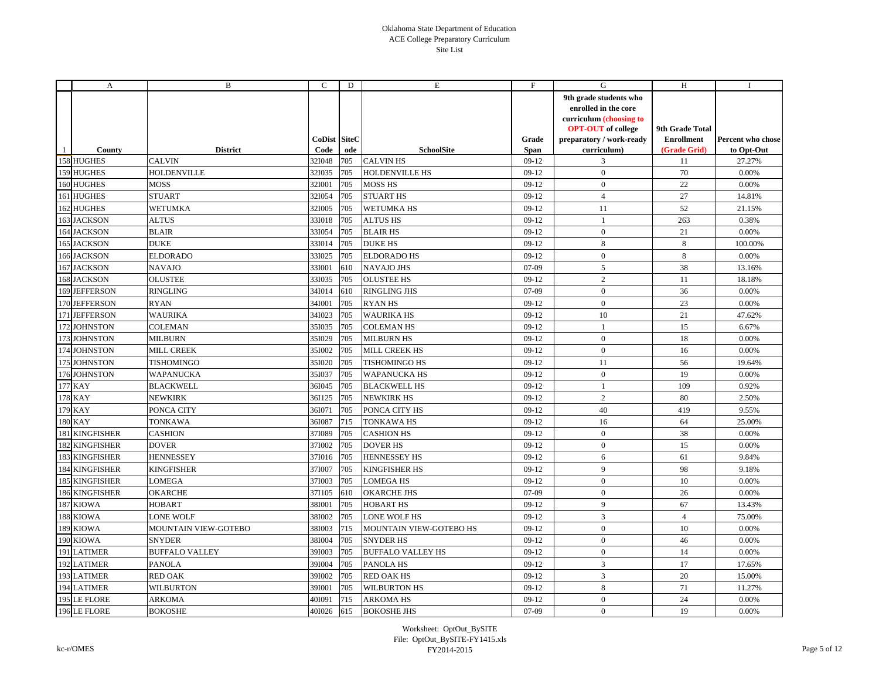Oklahoma State Department of Education
ACE College Preparatory Curriculum
Site List

| | A | B | C | D | E | F | G | H | I |
|---|---|---|---|---|---|---|---|---|---|
| 1 | County | District | CoDist Code | SiteCode | SchoolSite | Grade Span | 9th grade students who enrolled in the core curriculum (choosing to OPT-OUT of college preparatory / work-ready curriculum) | 9th Grade Total Enrollment (Grade Grid) | Percent who chose to Opt-Out |
| 158 | HUGHES | CALVIN | 32I048 | 705 | CALVIN HS | 09-12 | 3 | 11 | 27.27% |
| 159 | HUGHES | HOLDENVILLE | 32I035 | 705 | HOLDENVILLE HS | 09-12 | 0 | 70 | 0.00% |
| 160 | HUGHES | MOSS | 32I001 | 705 | MOSS HS | 09-12 | 0 | 22 | 0.00% |
| 161 | HUGHES | STUART | 32I054 | 705 | STUART HS | 09-12 | 4 | 27 | 14.81% |
| 162 | HUGHES | WETUMKA | 32I005 | 705 | WETUMKA HS | 09-12 | 11 | 52 | 21.15% |
| 163 | JACKSON | ALTUS | 33I018 | 705 | ALTUS HS | 09-12 | 1 | 263 | 0.38% |
| 164 | JACKSON | BLAIR | 33I054 | 705 | BLAIR HS | 09-12 | 0 | 21 | 0.00% |
| 165 | JACKSON | DUKE | 33I014 | 705 | DUKE HS | 09-12 | 8 | 8 | 100.00% |
| 166 | JACKSON | ELDORADO | 33I025 | 705 | ELDORADO HS | 09-12 | 0 | 8 | 0.00% |
| 167 | JACKSON | NAVAJO | 33I001 | 610 | NAVAJO JHS | 07-09 | 5 | 38 | 13.16% |
| 168 | JACKSON | OLUSTEE | 33I035 | 705 | OLUSTEE HS | 09-12 | 2 | 11 | 18.18% |
| 169 | JEFFERSON | RINGLING | 34I014 | 610 | RINGLING JHS | 07-09 | 0 | 36 | 0.00% |
| 170 | JEFFERSON | RYAN | 34I001 | 705 | RYAN HS | 09-12 | 0 | 23 | 0.00% |
| 171 | JEFFERSON | WAURIKA | 34I023 | 705 | WAURIKA HS | 09-12 | 10 | 21 | 47.62% |
| 172 | JOHNSTON | COLEMAN | 35I035 | 705 | COLEMAN HS | 09-12 | 1 | 15 | 6.67% |
| 173 | JOHNSTON | MILBURN | 35I029 | 705 | MILBURN HS | 09-12 | 0 | 18 | 0.00% |
| 174 | JOHNSTON | MILL CREEK | 35I002 | 705 | MILL CREEK HS | 09-12 | 0 | 16 | 0.00% |
| 175 | JOHNSTON | TISHOMINGO | 35I020 | 705 | TISHOMINGO HS | 09-12 | 11 | 56 | 19.64% |
| 176 | JOHNSTON | WAPANUCKA | 35I037 | 705 | WAPANUCKA HS | 09-12 | 0 | 19 | 0.00% |
| 177 | KAY | BLACKWELL | 36I045 | 705 | BLACKWELL HS | 09-12 | 1 | 109 | 0.92% |
| 178 | KAY | NEWKIRK | 36I125 | 705 | NEWKIRK HS | 09-12 | 2 | 80 | 2.50% |
| 179 | KAY | PONCA CITY | 36I071 | 705 | PONCA CITY HS | 09-12 | 40 | 419 | 9.55% |
| 180 | KAY | TONKAWA | 36I087 | 715 | TONKAWA HS | 09-12 | 16 | 64 | 25.00% |
| 181 | KINGFISHER | CASHION | 37I089 | 705 | CASHION HS | 09-12 | 0 | 38 | 0.00% |
| 182 | KINGFISHER | DOVER | 37I002 | 705 | DOVER HS | 09-12 | 0 | 15 | 0.00% |
| 183 | KINGFISHER | HENNESSEY | 37I016 | 705 | HENNESSEY HS | 09-12 | 6 | 61 | 9.84% |
| 184 | KINGFISHER | KINGFISHER | 37I007 | 705 | KINGFISHER HS | 09-12 | 9 | 98 | 9.18% |
| 185 | KINGFISHER | LOMEGA | 37I003 | 705 | LOMEGA HS | 09-12 | 0 | 10 | 0.00% |
| 186 | KINGFISHER | OKARCHE | 37I105 | 610 | OKARCHE JHS | 07-09 | 0 | 26 | 0.00% |
| 187 | KIOWA | HOBART | 38I001 | 705 | HOBART HS | 09-12 | 9 | 67 | 13.43% |
| 188 | KIOWA | LONE WOLF | 38I002 | 705 | LONE WOLF HS | 09-12 | 3 | 4 | 75.00% |
| 189 | KIOWA | MOUNTAIN VIEW-GOTEBO | 38I003 | 715 | MOUNTAIN VIEW-GOTEBO HS | 09-12 | 0 | 10 | 0.00% |
| 190 | KIOWA | SNYDER | 38I004 | 705 | SNYDER HS | 09-12 | 0 | 46 | 0.00% |
| 191 | LATIMER | BUFFALO VALLEY | 39I003 | 705 | BUFFALO VALLEY HS | 09-12 | 0 | 14 | 0.00% |
| 192 | LATIMER | PANOLA | 39I004 | 705 | PANOLA HS | 09-12 | 3 | 17 | 17.65% |
| 193 | LATIMER | RED OAK | 39I002 | 705 | RED OAK HS | 09-12 | 3 | 20 | 15.00% |
| 194 | LATIMER | WILBURTON | 39I001 | 705 | WILBURTON HS | 09-12 | 8 | 71 | 11.27% |
| 195 | LE FLORE | ARKOMA | 40I091 | 715 | ARKOMA HS | 09-12 | 0 | 24 | 0.00% |
| 196 | LE FLORE | BOKOSHE | 40I026 | 615 | BOKOSHE JHS | 07-09 | 0 | 19 | 0.00% |

Worksheet: OptOut_BySITE
File: OptOut_BySITE-FY1415.xls
FY2014-2015

kc-r/OMES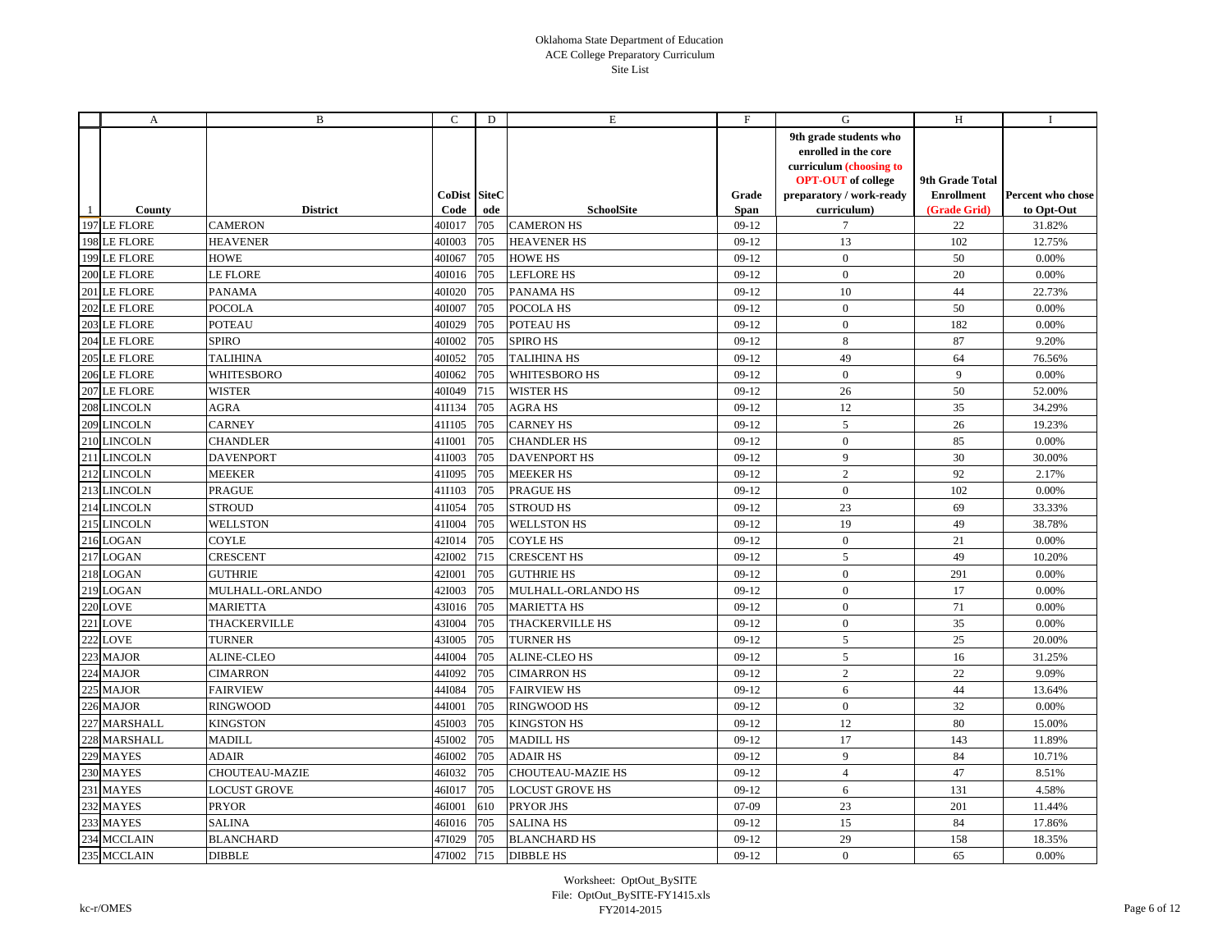Oklahoma State Department of Education
ACE College Preparatory Curriculum
Site List

| | A | B | C | D | E | F | G | H | I |
|---|---|---|---|---|---|---|---|---|---|
| 1 | County | District | CoDist Code | SiteCode | SchoolSite | Grade Span | 9th grade students who enrolled in the core curriculum (choosing to OPT-OUT of college preparatory / work-ready curriculum) | 9th Grade Total Enrollment (Grade Grid) | Percent who chose to Opt-Out |
| 197 | LE FLORE | CAMERON | 40I017 | 705 | CAMERON HS | 09-12 | 7 | 22 | 31.82% |
| 198 | LE FLORE | HEAVENER | 40I003 | 705 | HEAVENER HS | 09-12 | 13 | 102 | 12.75% |
| 199 | LE FLORE | HOWE | 40I067 | 705 | HOWE HS | 09-12 | 0 | 50 | 0.00% |
| 200 | LE FLORE | LE FLORE | 40I016 | 705 | LEFLORE HS | 09-12 | 0 | 20 | 0.00% |
| 201 | LE FLORE | PANAMA | 40I020 | 705 | PANAMA HS | 09-12 | 10 | 44 | 22.73% |
| 202 | LE FLORE | POCOLA | 40I007 | 705 | POCOLA HS | 09-12 | 0 | 50 | 0.00% |
| 203 | LE FLORE | POTEAU | 40I029 | 705 | POTEAU HS | 09-12 | 0 | 182 | 0.00% |
| 204 | LE FLORE | SPIRO | 40I002 | 705 | SPIRO HS | 09-12 | 8 | 87 | 9.20% |
| 205 | LE FLORE | TALIHINA | 40I052 | 705 | TALIHINA HS | 09-12 | 49 | 64 | 76.56% |
| 206 | LE FLORE | WHITESBORO | 40I062 | 705 | WHITESBORO HS | 09-12 | 0 | 9 | 0.00% |
| 207 | LE FLORE | WISTER | 40I049 | 715 | WISTER HS | 09-12 | 26 | 50 | 52.00% |
| 208 | LINCOLN | AGRA | 41I134 | 705 | AGRA HS | 09-12 | 12 | 35 | 34.29% |
| 209 | LINCOLN | CARNEY | 41I105 | 705 | CARNEY HS | 09-12 | 5 | 26 | 19.23% |
| 210 | LINCOLN | CHANDLER | 41I001 | 705 | CHANDLER HS | 09-12 | 0 | 85 | 0.00% |
| 211 | LINCOLN | DAVENPORT | 41I003 | 705 | DAVENPORT HS | 09-12 | 9 | 30 | 30.00% |
| 212 | LINCOLN | MEEKER | 41I095 | 705 | MEEKER HS | 09-12 | 2 | 92 | 2.17% |
| 213 | LINCOLN | PRAGUE | 41I103 | 705 | PRAGUE HS | 09-12 | 0 | 102 | 0.00% |
| 214 | LINCOLN | STROUD | 41I054 | 705 | STROUD HS | 09-12 | 23 | 69 | 33.33% |
| 215 | LINCOLN | WELLSTON | 41I004 | 705 | WELLSTON HS | 09-12 | 19 | 49 | 38.78% |
| 216 | LOGAN | COYLE | 42I014 | 705 | COYLE HS | 09-12 | 0 | 21 | 0.00% |
| 217 | LOGAN | CRESCENT | 42I002 | 715 | CRESCENT HS | 09-12 | 5 | 49 | 10.20% |
| 218 | LOGAN | GUTHRIE | 42I001 | 705 | GUTHRIE HS | 09-12 | 0 | 291 | 0.00% |
| 219 | LOGAN | MULHALL-ORLANDO | 42I003 | 705 | MULHALL-ORLANDO HS | 09-12 | 0 | 17 | 0.00% |
| 220 | LOVE | MARIETTA | 43I016 | 705 | MARIETTA HS | 09-12 | 0 | 71 | 0.00% |
| 221 | LOVE | THACKERVILLE | 43I004 | 705 | THACKERVILLE HS | 09-12 | 0 | 35 | 0.00% |
| 222 | LOVE | TURNER | 43I005 | 705 | TURNER HS | 09-12 | 5 | 25 | 20.00% |
| 223 | MAJOR | ALINE-CLEO | 44I004 | 705 | ALINE-CLEO HS | 09-12 | 5 | 16 | 31.25% |
| 224 | MAJOR | CIMARRON | 44I092 | 705 | CIMARRON HS | 09-12 | 2 | 22 | 9.09% |
| 225 | MAJOR | FAIRVIEW | 44I084 | 705 | FAIRVIEW HS | 09-12 | 6 | 44 | 13.64% |
| 226 | MAJOR | RINGWOOD | 44I001 | 705 | RINGWOOD HS | 09-12 | 0 | 32 | 0.00% |
| 227 | MARSHALL | KINGSTON | 45I003 | 705 | KINGSTON HS | 09-12 | 12 | 80 | 15.00% |
| 228 | MARSHALL | MADILL | 45I002 | 705 | MADILL HS | 09-12 | 17 | 143 | 11.89% |
| 229 | MAYES | ADAIR | 46I002 | 705 | ADAIR HS | 09-12 | 9 | 84 | 10.71% |
| 230 | MAYES | CHOUTEAU-MAZIE | 46I032 | 705 | CHOUTEAU-MAZIE HS | 09-12 | 4 | 47 | 8.51% |
| 231 | MAYES | LOCUST GROVE | 46I017 | 705 | LOCUST GROVE HS | 09-12 | 6 | 131 | 4.58% |
| 232 | MAYES | PRYOR | 46I001 | 610 | PRYOR JHS | 07-09 | 23 | 201 | 11.44% |
| 233 | MAYES | SALINA | 46I016 | 705 | SALINA HS | 09-12 | 15 | 84 | 17.86% |
| 234 | MCCLAIN | BLANCHARD | 47I029 | 705 | BLANCHARD HS | 09-12 | 29 | 158 | 18.35% |
| 235 | MCCLAIN | DIBBLE | 47I002 | 715 | DIBBLE HS | 09-12 | 0 | 65 | 0.00% |

Worksheet: OptOut_BySITE
File: OptOut_BySITE-FY1415.xls
FY2014-2015

kc-r/OMES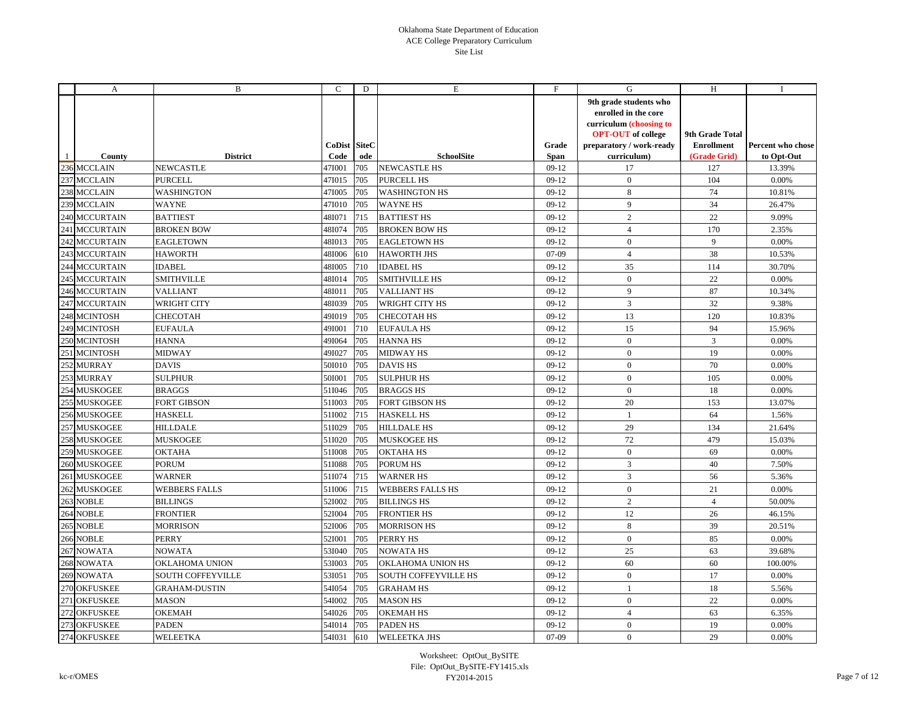Oklahoma State Department of Education
ACE College Preparatory Curriculum
Site List

| | A | B | C | D | E | F | G | H | I |
|---|---|---|---|---|---|---|---|---|---|
| 1 | County | District | CoDist Code | SiteCode | SchoolSite | Grade Span | 9th grade students who enrolled in the core curriculum (choosing to OPT-OUT of college preparatory / work-ready curriculum) | 9th Grade Total Enrollment (Grade Grid) | Percent who chose to Opt-Out |
| 236 | MCCLAIN | NEWCASTLE | 47I001 | 705 | NEWCASTLE HS | 09-12 | 17 | 127 | 13.39% |
| 237 | MCCLAIN | PURCELL | 47I015 | 705 | PURCELL HS | 09-12 | 0 | 104 | 0.00% |
| 238 | MCCLAIN | WASHINGTON | 47I005 | 705 | WASHINGTON HS | 09-12 | 8 | 74 | 10.81% |
| 239 | MCCLAIN | WAYNE | 47I010 | 705 | WAYNE HS | 09-12 | 9 | 34 | 26.47% |
| 240 | MCCURTAIN | BATTIEST | 48I071 | 715 | BATTIEST HS | 09-12 | 2 | 22 | 9.09% |
| 241 | MCCURTAIN | BROKEN BOW | 48I074 | 705 | BROKEN BOW HS | 09-12 | 4 | 170 | 2.35% |
| 242 | MCCURTAIN | EAGLETOWN | 48I013 | 705 | EAGLETOWN HS | 09-12 | 0 | 9 | 0.00% |
| 243 | MCCURTAIN | HAWORTH | 48I006 | 610 | HAWORTH JHS | 07-09 | 4 | 38 | 10.53% |
| 244 | MCCURTAIN | IDABEL | 48I005 | 710 | IDABEL HS | 09-12 | 35 | 114 | 30.70% |
| 245 | MCCURTAIN | SMITHVILLE | 48I014 | 705 | SMITHVILLE HS | 09-12 | 0 | 22 | 0.00% |
| 246 | MCCURTAIN | VALLIANT | 48I011 | 705 | VALLIANT HS | 09-12 | 9 | 87 | 10.34% |
| 247 | MCCURTAIN | WRIGHT CITY | 48I039 | 705 | WRIGHT CITY HS | 09-12 | 3 | 32 | 9.38% |
| 248 | MCINTOSH | CHECOTAH | 49I019 | 705 | CHECOTAH HS | 09-12 | 13 | 120 | 10.83% |
| 249 | MCINTOSH | EUFAULA | 49I001 | 710 | EUFAULA HS | 09-12 | 15 | 94 | 15.96% |
| 250 | MCINTOSH | HANNA | 49I064 | 705 | HANNA HS | 09-12 | 0 | 3 | 0.00% |
| 251 | MCINTOSH | MIDWAY | 49I027 | 705 | MIDWAY HS | 09-12 | 0 | 19 | 0.00% |
| 252 | MURRAY | DAVIS | 50I010 | 705 | DAVIS HS | 09-12 | 0 | 70 | 0.00% |
| 253 | MURRAY | SULPHUR | 50I001 | 705 | SULPHUR HS | 09-12 | 0 | 105 | 0.00% |
| 254 | MUSKOGEE | BRAGGS | 51I046 | 705 | BRAGGS HS | 09-12 | 0 | 18 | 0.00% |
| 255 | MUSKOGEE | FORT GIBSON | 51I003 | 705 | FORT GIBSON HS | 09-12 | 20 | 153 | 13.07% |
| 256 | MUSKOGEE | HASKELL | 51I002 | 715 | HASKELL HS | 09-12 | 1 | 64 | 1.56% |
| 257 | MUSKOGEE | HILLDALE | 51I029 | 705 | HILLDALE HS | 09-12 | 29 | 134 | 21.64% |
| 258 | MUSKOGEE | MUSKOGEE | 51I020 | 705 | MUSKOGEE HS | 09-12 | 72 | 479 | 15.03% |
| 259 | MUSKOGEE | OKTAHA | 51I008 | 705 | OKTAHA HS | 09-12 | 0 | 69 | 0.00% |
| 260 | MUSKOGEE | PORUM | 51I088 | 705 | PORUM HS | 09-12 | 3 | 40 | 7.50% |
| 261 | MUSKOGEE | WARNER | 51I074 | 715 | WARNER HS | 09-12 | 3 | 56 | 5.36% |
| 262 | MUSKOGEE | WEBBERS FALLS | 51I006 | 715 | WEBBERS FALLS HS | 09-12 | 0 | 21 | 0.00% |
| 263 | NOBLE | BILLINGS | 52I002 | 705 | BILLINGS HS | 09-12 | 2 | 4 | 50.00% |
| 264 | NOBLE | FRONTIER | 52I004 | 705 | FRONTIER HS | 09-12 | 12 | 26 | 46.15% |
| 265 | NOBLE | MORRISON | 52I006 | 705 | MORRISON HS | 09-12 | 8 | 39 | 20.51% |
| 266 | NOBLE | PERRY | 52I001 | 705 | PERRY HS | 09-12 | 0 | 85 | 0.00% |
| 267 | NOWATA | NOWATA | 53I040 | 705 | NOWATA HS | 09-12 | 25 | 63 | 39.68% |
| 268 | NOWATA | OKLAHOMA UNION | 53I003 | 705 | OKLAHOMA UNION HS | 09-12 | 60 | 60 | 100.00% |
| 269 | NOWATA | SOUTH COFFEYVILLE | 53I051 | 705 | SOUTH COFFEYVILLE HS | 09-12 | 0 | 17 | 0.00% |
| 270 | OKFUSKEE | GRAHAM-DUSTIN | 54I054 | 705 | GRAHAM HS | 09-12 | 1 | 18 | 5.56% |
| 271 | OKFUSKEE | MASON | 54I002 | 705 | MASON HS | 09-12 | 0 | 22 | 0.00% |
| 272 | OKFUSKEE | OKEMAH | 54I026 | 705 | OKEMAH HS | 09-12 | 4 | 63 | 6.35% |
| 273 | OKFUSKEE | PADEN | 54I014 | 705 | PADEN HS | 09-12 | 0 | 19 | 0.00% |
| 274 | OKFUSKEE | WELEETKA | 54I031 | 610 | WELEETKA JHS | 07-09 | 0 | 29 | 0.00% |

Worksheet: OptOut_BySITE
File: OptOut_BySITE-FY1415.xls
FY2014-2015

kc-r/OMES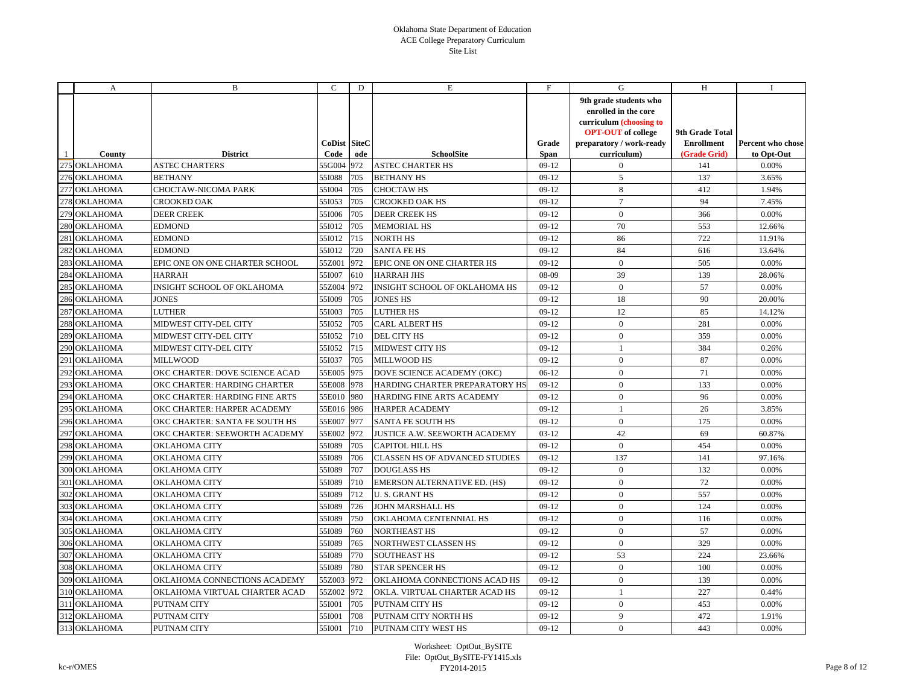# Oklahoma State Department of Education
## ACE College Preparatory Curriculum
### Site List

| | A | B | C | D | E | F | G | H | I |
|---|---|---|---|---|---|---|---|---|---|
| 1 | County | District | CoDist Code | SiteCode | SchoolSite | Grade Span | 9th grade students who enrolled in the core curriculum (choosing to OPT-OUT of college preparatory / work-ready curriculum) | 9th Grade Total Enrollment (Grade Grid) | Percent who chose to Opt-Out |
| 275 | OKLAHOMA | ASTEC CHARTERS | 55G004 | 972 | ASTEC CHARTER HS | 09-12 | 0 | 141 | 0.00% |
| 276 | OKLAHOMA | BETHANY | 55I088 | 705 | BETHANY HS | 09-12 | 5 | 137 | 3.65% |
| 277 | OKLAHOMA | CHOCTAW-NICOMA PARK | 55I004 | 705 | CHOCTAW HS | 09-12 | 8 | 412 | 1.94% |
| 278 | OKLAHOMA | CROOKED OAK | 55I053 | 705 | CROOKED OAK HS | 09-12 | 7 | 94 | 7.45% |
| 279 | OKLAHOMA | DEER CREEK | 55I006 | 705 | DEER CREEK HS | 09-12 | 0 | 366 | 0.00% |
| 280 | OKLAHOMA | EDMOND | 55I012 | 705 | MEMORIAL HS | 09-12 | 70 | 553 | 12.66% |
| 281 | OKLAHOMA | EDMOND | 55I012 | 715 | NORTH HS | 09-12 | 86 | 722 | 11.91% |
| 282 | OKLAHOMA | EDMOND | 55I012 | 720 | SANTA FE HS | 09-12 | 84 | 616 | 13.64% |
| 283 | OKLAHOMA | EPIC ONE ON ONE CHARTER SCHOOL | 55Z001 | 972 | EPIC ONE ON ONE CHARTER HS | 09-12 | 0 | 505 | 0.00% |
| 284 | OKLAHOMA | HARRAH | 55I007 | 610 | HARRAH JHS | 08-09 | 39 | 139 | 28.06% |
| 285 | OKLAHOMA | INSIGHT SCHOOL OF OKLAHOMA | 55Z004 | 972 | INSIGHT SCHOOL OF OKLAHOMA HS | 09-12 | 0 | 57 | 0.00% |
| 286 | OKLAHOMA | JONES | 55I009 | 705 | JONES HS | 09-12 | 18 | 90 | 20.00% |
| 287 | OKLAHOMA | LUTHER | 55I003 | 705 | LUTHER HS | 09-12 | 12 | 85 | 14.12% |
| 288 | OKLAHOMA | MIDWEST CITY-DEL CITY | 55I052 | 705 | CARL ALBERT HS | 09-12 | 0 | 281 | 0.00% |
| 289 | OKLAHOMA | MIDWEST CITY-DEL CITY | 55I052 | 710 | DEL CITY HS | 09-12 | 0 | 359 | 0.00% |
| 290 | OKLAHOMA | MIDWEST CITY-DEL CITY | 55I052 | 715 | MIDWEST CITY HS | 09-12 | 1 | 384 | 0.26% |
| 291 | OKLAHOMA | MILLWOOD | 55I037 | 705 | MILLWOOD HS | 09-12 | 0 | 87 | 0.00% |
| 292 | OKLAHOMA | OKC CHARTER: DOVE SCIENCE ACAD | 55E005 | 975 | DOVE SCIENCE ACADEMY (OKC) | 06-12 | 0 | 71 | 0.00% |
| 293 | OKLAHOMA | OKC CHARTER: HARDING CHARTER | 55E008 | 978 | HARDING CHARTER PREPARATORY HS | 09-12 | 0 | 133 | 0.00% |
| 294 | OKLAHOMA | OKC CHARTER: HARDING FINE ARTS | 55E010 | 980 | HARDING FINE ARTS ACADEMY | 09-12 | 0 | 96 | 0.00% |
| 295 | OKLAHOMA | OKC CHARTER: HARPER ACADEMY | 55E016 | 986 | HARPER ACADEMY | 09-12 | 1 | 26 | 3.85% |
| 296 | OKLAHOMA | OKC CHARTER: SANTA FE SOUTH HS | 55E007 | 977 | SANTA FE SOUTH HS | 09-12 | 0 | 175 | 0.00% |
| 297 | OKLAHOMA | OKC CHARTER: SEEWORTH ACADEMY | 55E002 | 972 | JUSTICE A.W. SEEWORTH ACADEMY | 03-12 | 42 | 69 | 60.87% |
| 298 | OKLAHOMA | OKLAHOMA CITY | 55I089 | 705 | CAPITOL HILL HS | 09-12 | 0 | 454 | 0.00% |
| 299 | OKLAHOMA | OKLAHOMA CITY | 55I089 | 706 | CLASSEN HS OF ADVANCED STUDIES | 09-12 | 137 | 141 | 97.16% |
| 300 | OKLAHOMA | OKLAHOMA CITY | 55I089 | 707 | DOUGLASS HS | 09-12 | 0 | 132 | 0.00% |
| 301 | OKLAHOMA | OKLAHOMA CITY | 55I089 | 710 | EMERSON ALTERNATIVE ED. (HS) | 09-12 | 0 | 72 | 0.00% |
| 302 | OKLAHOMA | OKLAHOMA CITY | 55I089 | 712 | U. S. GRANT HS | 09-12 | 0 | 557 | 0.00% |
| 303 | OKLAHOMA | OKLAHOMA CITY | 55I089 | 726 | JOHN MARSHALL HS | 09-12 | 0 | 124 | 0.00% |
| 304 | OKLAHOMA | OKLAHOMA CITY | 55I089 | 750 | OKLAHOMA CENTENNIAL HS | 09-12 | 0 | 116 | 0.00% |
| 305 | OKLAHOMA | OKLAHOMA CITY | 55I089 | 760 | NORTHEAST HS | 09-12 | 0 | 57 | 0.00% |
| 306 | OKLAHOMA | OKLAHOMA CITY | 55I089 | 765 | NORTHWEST CLASSEN HS | 09-12 | 0 | 329 | 0.00% |
| 307 | OKLAHOMA | OKLAHOMA CITY | 55I089 | 770 | SOUTHEAST HS | 09-12 | 53 | 224 | 23.66% |
| 308 | OKLAHOMA | OKLAHOMA CITY | 55I089 | 780 | STAR SPENCER HS | 09-12 | 0 | 100 | 0.00% |
| 309 | OKLAHOMA | OKLAHOMA CONNECTIONS ACADEMY | 55Z003 | 972 | OKLAHOMA CONNECTIONS ACAD HS | 09-12 | 0 | 139 | 0.00% |
| 310 | OKLAHOMA | OKLAHOMA VIRTUAL CHARTER ACAD | 55Z002 | 972 | OKLA. VIRTUAL CHARTER ACAD HS | 09-12 | 1 | 227 | 0.44% |
| 311 | OKLAHOMA | PUTNAM CITY | 55I001 | 705 | PUTNAM CITY HS | 09-12 | 0 | 453 | 0.00% |
| 312 | OKLAHOMA | PUTNAM CITY | 55I001 | 708 | PUTNAM CITY NORTH HS | 09-12 | 9 | 472 | 1.91% |
| 313 | OKLAHOMA | PUTNAM CITY | 55I001 | 710 | PUTNAM CITY WEST HS | 09-12 | 0 | 443 | 0.00% |

Worksheet: OptOut_BySITE
File: OptOut_BySITE-FY1415.xls
FY2014-2015

kc-r/OMES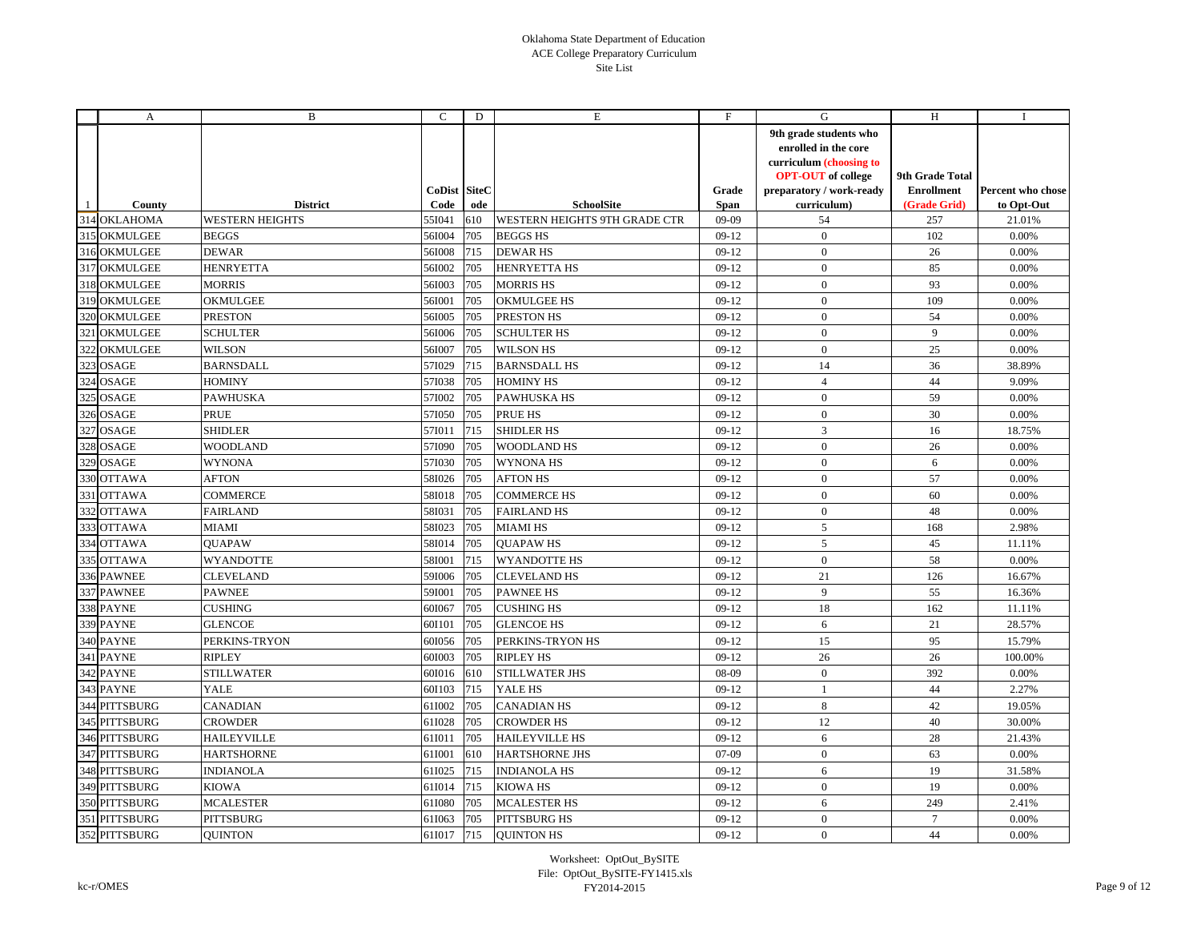Oklahoma State Department of Education
ACE College Preparatory Curriculum
Site List

| | A | B | C | D | E | F | G | H | I |
|---|---|---|---|---|---|---|---|---|---|
| 1 | County | District | CoDist Code | SiteCode | SchoolSite | Grade Span | 9th grade students who enrolled in the core curriculum (choosing to OPT-OUT of college preparatory / work-ready curriculum) | 9th Grade Total Enrollment (Grade Grid) | Percent who chose to Opt-Out |
| 314 | OKLAHOMA | WESTERN HEIGHTS | 55I041 | 610 | WESTERN HEIGHTS 9TH GRADE CTR | 09-09 | 54 | 257 | 21.01% |
| 315 | OKMULGEE | BEGGS | 56I004 | 705 | BEGGS HS | 09-12 | 0 | 102 | 0.00% |
| 316 | OKMULGEE | DEWAR | 56I008 | 715 | DEWAR HS | 09-12 | 0 | 26 | 0.00% |
| 317 | OKMULGEE | HENRYETTA | 56I002 | 705 | HENRYETTA HS | 09-12 | 0 | 85 | 0.00% |
| 318 | OKMULGEE | MORRIS | 56I003 | 705 | MORRIS HS | 09-12 | 0 | 93 | 0.00% |
| 319 | OKMULGEE | OKMULGEE | 56I001 | 705 | OKMULGEE HS | 09-12 | 0 | 109 | 0.00% |
| 320 | OKMULGEE | PRESTON | 56I005 | 705 | PRESTON HS | 09-12 | 0 | 54 | 0.00% |
| 321 | OKMULGEE | SCHULTER | 56I006 | 705 | SCHULTER HS | 09-12 | 0 | 9 | 0.00% |
| 322 | OKMULGEE | WILSON | 56I007 | 705 | WILSON HS | 09-12 | 0 | 25 | 0.00% |
| 323 | OSAGE | BARNSDALL | 57I029 | 715 | BARNSDALL HS | 09-12 | 14 | 36 | 38.89% |
| 324 | OSAGE | HOMINY | 57I038 | 705 | HOMINY HS | 09-12 | 4 | 44 | 9.09% |
| 325 | OSAGE | PAWHUSKA | 57I002 | 705 | PAWHUSKA HS | 09-12 | 0 | 59 | 0.00% |
| 326 | OSAGE | PRUE | 57I050 | 705 | PRUE HS | 09-12 | 0 | 30 | 0.00% |
| 327 | OSAGE | SHIDLER | 57I011 | 715 | SHIDLER HS | 09-12 | 3 | 16 | 18.75% |
| 328 | OSAGE | WOODLAND | 57I090 | 705 | WOODLAND HS | 09-12 | 0 | 26 | 0.00% |
| 329 | OSAGE | WYNONA | 57I030 | 705 | WYNONA HS | 09-12 | 0 | 6 | 0.00% |
| 330 | OTTAWA | AFTON | 58I026 | 705 | AFTON HS | 09-12 | 0 | 57 | 0.00% |
| 331 | OTTAWA | COMMERCE | 58I018 | 705 | COMMERCE HS | 09-12 | 0 | 60 | 0.00% |
| 332 | OTTAWA | FAIRLAND | 58I031 | 705 | FAIRLAND HS | 09-12 | 0 | 48 | 0.00% |
| 333 | OTTAWA | MIAMI | 58I023 | 705 | MIAMI HS | 09-12 | 5 | 168 | 2.98% |
| 334 | OTTAWA | QUAPAW | 58I014 | 705 | QUAPAW HS | 09-12 | 5 | 45 | 11.11% |
| 335 | OTTAWA | WYANDOTTE | 58I001 | 715 | WYANDOTTE HS | 09-12 | 0 | 58 | 0.00% |
| 336 | PAWNEE | CLEVELAND | 59I006 | 705 | CLEVELAND HS | 09-12 | 21 | 126 | 16.67% |
| 337 | PAWNEE | PAWNEE | 59I001 | 705 | PAWNEE HS | 09-12 | 9 | 55 | 16.36% |
| 338 | PAYNE | CUSHING | 60I067 | 705 | CUSHING HS | 09-12 | 18 | 162 | 11.11% |
| 339 | PAYNE | GLENCOE | 60I101 | 705 | GLENCOE HS | 09-12 | 6 | 21 | 28.57% |
| 340 | PAYNE | PERKINS-TRYON | 60I056 | 705 | PERKINS-TRYON HS | 09-12 | 15 | 95 | 15.79% |
| 341 | PAYNE | RIPLEY | 60I003 | 705 | RIPLEY HS | 09-12 | 26 | 26 | 100.00% |
| 342 | PAYNE | STILLWATER | 60I016 | 610 | STILLWATER JHS | 08-09 | 0 | 392 | 0.00% |
| 343 | PAYNE | YALE | 60I103 | 715 | YALE HS | 09-12 | 1 | 44 | 2.27% |
| 344 | PITTSBURG | CANADIAN | 61I002 | 705 | CANADIAN HS | 09-12 | 8 | 42 | 19.05% |
| 345 | PITTSBURG | CROWDER | 61I028 | 705 | CROWDER HS | 09-12 | 12 | 40 | 30.00% |
| 346 | PITTSBURG | HAILEYVILLE | 61I011 | 705 | HAILEYVILLE HS | 09-12 | 6 | 28 | 21.43% |
| 347 | PITTSBURG | HARTSHORNE | 61I001 | 610 | HARTSHORNE JHS | 07-09 | 0 | 63 | 0.00% |
| 348 | PITTSBURG | INDIANOLA | 61I025 | 715 | INDIANOLA HS | 09-12 | 6 | 19 | 31.58% |
| 349 | PITTSBURG | KIOWA | 61I014 | 715 | KIOWA HS | 09-12 | 0 | 19 | 0.00% |
| 350 | PITTSBURG | MCALESTER | 61I080 | 705 | MCALESTER HS | 09-12 | 6 | 249 | 2.41% |
| 351 | PITTSBURG | PITTSBURG | 61I063 | 705 | PITTSBURG HS | 09-12 | 0 | 7 | 0.00% |
| 352 | PITTSBURG | QUINTON | 61I017 | 715 | QUINTON HS | 09-12 | 0 | 44 | 0.00% |

Worksheet: OptOut_BySITE
File: OptOut_BySITE-FY1415.xls
FY2014-2015

kc-r/OMES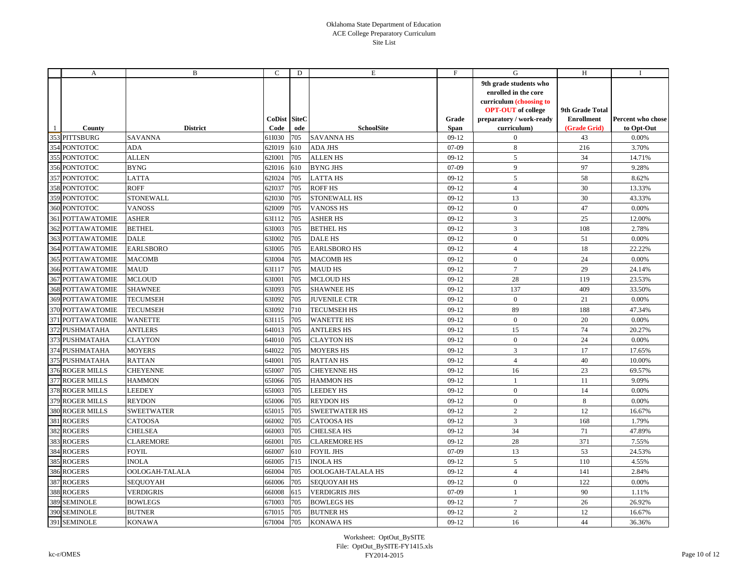Oklahoma State Department of Education
ACE College Preparatory Curriculum
Site List

| | A | B | C | D | E | F | G | H | I |
|---|---|---|---|---|---|---|---|---|---|
| 1 | County | District | CoDist Code | SiteCode | SchoolSite | Grade Span | 9th grade students who enrolled in the core curriculum (choosing to OPT-OUT of college preparatory / work-ready curriculum) | 9th Grade Total Enrollment (Grade Grid) | Percent who chose to Opt-Out |
| 353 | PITTSBURG | SAVANNA | 61I030 | 705 | SAVANNA HS | 09-12 | 0 | 43 | 0.00% |
| 354 | PONTOTOC | ADA | 62I019 | 610 | ADA JHS | 07-09 | 8 | 216 | 3.70% |
| 355 | PONTOTOC | ALLEN | 62I001 | 705 | ALLEN HS | 09-12 | 5 | 34 | 14.71% |
| 356 | PONTOTOC | BYNG | 62I016 | 610 | BYNG JHS | 07-09 | 9 | 97 | 9.28% |
| 357 | PONTOTOC | LATTA | 62I024 | 705 | LATTA HS | 09-12 | 5 | 58 | 8.62% |
| 358 | PONTOTOC | ROFF | 62I037 | 705 | ROFF HS | 09-12 | 4 | 30 | 13.33% |
| 359 | PONTOTOC | STONEWALL | 62I030 | 705 | STONEWALL HS | 09-12 | 13 | 30 | 43.33% |
| 360 | PONTOTOC | VANOSS | 62I009 | 705 | VANOSS HS | 09-12 | 0 | 47 | 0.00% |
| 361 | POTTAWATOMIE | ASHER | 63I112 | 705 | ASHER HS | 09-12 | 3 | 25 | 12.00% |
| 362 | POTTAWATOMIE | BETHEL | 63I003 | 705 | BETHEL HS | 09-12 | 3 | 108 | 2.78% |
| 363 | POTTAWATOMIE | DALE | 63I002 | 705 | DALE HS | 09-12 | 0 | 51 | 0.00% |
| 364 | POTTAWATOMIE | EARLSBORO | 63I005 | 705 | EARLSBORO HS | 09-12 | 4 | 18 | 22.22% |
| 365 | POTTAWATOMIE | MACOMB | 63I004 | 705 | MACOMB HS | 09-12 | 0 | 24 | 0.00% |
| 366 | POTTAWATOMIE | MAUD | 63I117 | 705 | MAUD HS | 09-12 | 7 | 29 | 24.14% |
| 367 | POTTAWATOMIE | MCLOUD | 63I001 | 705 | MCLOUD HS | 09-12 | 28 | 119 | 23.53% |
| 368 | POTTAWATOMIE | SHAWNEE | 63I093 | 705 | SHAWNEE HS | 09-12 | 137 | 409 | 33.50% |
| 369 | POTTAWATOMIE | TECUMSEH | 63I092 | 705 | JUVENILE CTR | 09-12 | 0 | 21 | 0.00% |
| 370 | POTTAWATOMIE | TECUMSEH | 63I092 | 710 | TECUMSEH HS | 09-12 | 89 | 188 | 47.34% |
| 371 | POTTAWATOMIE | WANETTE | 63I115 | 705 | WANETTE HS | 09-12 | 0 | 20 | 0.00% |
| 372 | PUSHMATAHA | ANTLERS | 64I013 | 705 | ANTLERS HS | 09-12 | 15 | 74 | 20.27% |
| 373 | PUSHMATAHA | CLAYTON | 64I010 | 705 | CLAYTON HS | 09-12 | 0 | 24 | 0.00% |
| 374 | PUSHMATAHA | MOYERS | 64I022 | 705 | MOYERS HS | 09-12 | 3 | 17 | 17.65% |
| 375 | PUSHMATAHA | RATTAN | 64I001 | 705 | RATTAN HS | 09-12 | 4 | 40 | 10.00% |
| 376 | ROGER MILLS | CHEYENNE | 65I007 | 705 | CHEYENNE HS | 09-12 | 16 | 23 | 69.57% |
| 377 | ROGER MILLS | HAMMON | 65I066 | 705 | HAMMON HS | 09-12 | 1 | 11 | 9.09% |
| 378 | ROGER MILLS | LEEDEY | 65I003 | 705 | LEEDEY HS | 09-12 | 0 | 14 | 0.00% |
| 379 | ROGER MILLS | REYDON | 65I006 | 705 | REYDON HS | 09-12 | 0 | 8 | 0.00% |
| 380 | ROGER MILLS | SWEETWATER | 65I015 | 705 | SWEETWATER HS | 09-12 | 2 | 12 | 16.67% |
| 381 | ROGERS | CATOOSA | 66I002 | 705 | CATOOSA HS | 09-12 | 3 | 168 | 1.79% |
| 382 | ROGERS | CHELSEA | 66I003 | 705 | CHELSEA HS | 09-12 | 34 | 71 | 47.89% |
| 383 | ROGERS | CLAREMORE | 66I001 | 705 | CLAREMORE HS | 09-12 | 28 | 371 | 7.55% |
| 384 | ROGERS | FOYIL | 66I007 | 610 | FOYIL JHS | 07-09 | 13 | 53 | 24.53% |
| 385 | ROGERS | INOLA | 66I005 | 715 | INOLA HS | 09-12 | 5 | 110 | 4.55% |
| 386 | ROGERS | OOLOGAH-TALALA | 66I004 | 705 | OOLOGAH-TALALA HS | 09-12 | 4 | 141 | 2.84% |
| 387 | ROGERS | SEQUOYAH | 66I006 | 705 | SEQUOYAH HS | 09-12 | 0 | 122 | 0.00% |
| 388 | ROGERS | VERDIGRIS | 66I008 | 615 | VERDIGRIS JHS | 07-09 | 1 | 90 | 1.11% |
| 389 | SEMINOLE | BOWLEGS | 67I003 | 705 | BOWLEGS HS | 09-12 | 7 | 26 | 26.92% |
| 390 | SEMINOLE | BUTNER | 67I015 | 705 | BUTNER HS | 09-12 | 2 | 12 | 16.67% |
| 391 | SEMINOLE | KONAWA | 67I004 | 705 | KONAWA HS | 09-12 | 16 | 44 | 36.36% |

Worksheet: OptOut_BySITE
File: OptOut_BySITE-FY1415.xls
FY2014-2015

kc-r/OMES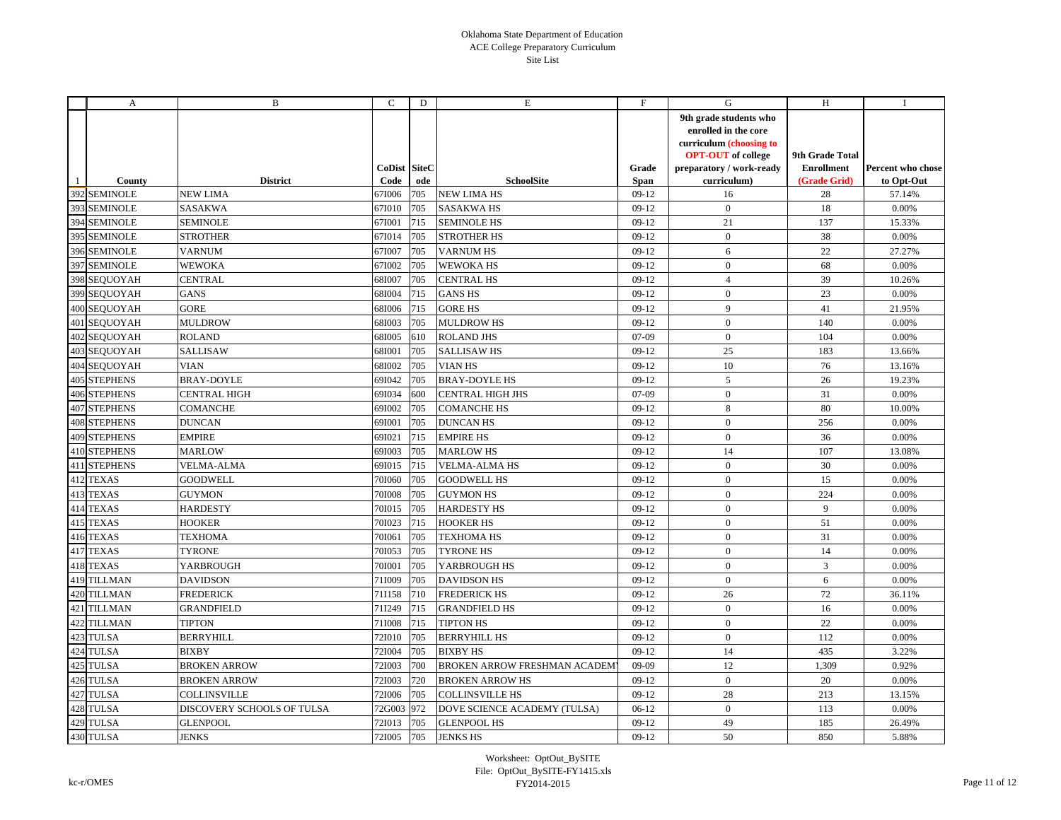Oklahoma State Department of Education
ACE College Preparatory Curriculum
Site List

| | A | B | C | D | E | F | G | H | I |
|---|---|---|---|---|---|---|---|---|---|
| 1 | County | District | CoDist Code | SiteCode | SchoolSite | Grade Span | 9th grade students who enrolled in the core curriculum (choosing to OPT-OUT of college preparatory / work-ready curriculum) | 9th Grade Total Enrollment (Grade Grid) | Percent who chose to Opt-Out |
| 392 | SEMINOLE | NEW LIMA | 67I006 | 705 | NEW LIMA HS | 09-12 | 16 | 28 | 57.14% |
| 393 | SEMINOLE | SASAKWA | 67I010 | 705 | SASAKWA HS | 09-12 | 0 | 18 | 0.00% |
| 394 | SEMINOLE | SEMINOLE | 67I001 | 715 | SEMINOLE HS | 09-12 | 21 | 137 | 15.33% |
| 395 | SEMINOLE | STROTHER | 67I014 | 705 | STROTHER HS | 09-12 | 0 | 38 | 0.00% |
| 396 | SEMINOLE | VARNUM | 67I007 | 705 | VARNUM HS | 09-12 | 6 | 22 | 27.27% |
| 397 | SEMINOLE | WEWOKA | 67I002 | 705 | WEWOKA HS | 09-12 | 0 | 68 | 0.00% |
| 398 | SEQUOYAH | CENTRAL | 68I007 | 705 | CENTRAL HS | 09-12 | 4 | 39 | 10.26% |
| 399 | SEQUOYAH | GANS | 68I004 | 715 | GANS HS | 09-12 | 0 | 23 | 0.00% |
| 400 | SEQUOYAH | GORE | 68I006 | 715 | GORE HS | 09-12 | 9 | 41 | 21.95% |
| 401 | SEQUOYAH | MULDROW | 68I003 | 705 | MULDROW HS | 09-12 | 0 | 140 | 0.00% |
| 402 | SEQUOYAH | ROLAND | 68I005 | 610 | ROLAND JHS | 07-09 | 0 | 104 | 0.00% |
| 403 | SEQUOYAH | SALLISAW | 68I001 | 705 | SALLISAW HS | 09-12 | 25 | 183 | 13.66% |
| 404 | SEQUOYAH | VIAN | 68I002 | 705 | VIAN HS | 09-12 | 10 | 76 | 13.16% |
| 405 | STEPHENS | BRAY-DOYLE | 69I042 | 705 | BRAY-DOYLE HS | 09-12 | 5 | 26 | 19.23% |
| 406 | STEPHENS | CENTRAL HIGH | 69I034 | 600 | CENTRAL HIGH JHS | 07-09 | 0 | 31 | 0.00% |
| 407 | STEPHENS | COMANCHE | 69I002 | 705 | COMANCHE HS | 09-12 | 8 | 80 | 10.00% |
| 408 | STEPHENS | DUNCAN | 69I001 | 705 | DUNCAN HS | 09-12 | 0 | 256 | 0.00% |
| 409 | STEPHENS | EMPIRE | 69I021 | 715 | EMPIRE HS | 09-12 | 0 | 36 | 0.00% |
| 410 | STEPHENS | MARLOW | 69I003 | 705 | MARLOW HS | 09-12 | 14 | 107 | 13.08% |
| 411 | STEPHENS | VELMA-ALMA | 69I015 | 715 | VELMA-ALMA HS | 09-12 | 0 | 30 | 0.00% |
| 412 | TEXAS | GOODWELL | 70I060 | 705 | GOODWELL HS | 09-12 | 0 | 15 | 0.00% |
| 413 | TEXAS | GUYMON | 70I008 | 705 | GUYMON HS | 09-12 | 0 | 224 | 0.00% |
| 414 | TEXAS | HARDESTY | 70I015 | 705 | HARDESTY HS | 09-12 | 0 | 9 | 0.00% |
| 415 | TEXAS | HOOKER | 70I023 | 715 | HOOKER HS | 09-12 | 0 | 51 | 0.00% |
| 416 | TEXAS | TEXHOMA | 70I061 | 705 | TEXHOMA HS | 09-12 | 0 | 31 | 0.00% |
| 417 | TEXAS | TYRONE | 70I053 | 705 | TYRONE HS | 09-12 | 0 | 14 | 0.00% |
| 418 | TEXAS | YARBROUGH | 70I001 | 705 | YARBROUGH HS | 09-12 | 0 | 3 | 0.00% |
| 419 | TILLMAN | DAVIDSON | 71I009 | 705 | DAVIDSON HS | 09-12 | 0 | 6 | 0.00% |
| 420 | TILLMAN | FREDERICK | 71I158 | 710 | FREDERICK HS | 09-12 | 26 | 72 | 36.11% |
| 421 | TILLMAN | GRANDFIELD | 71I249 | 715 | GRANDFIELD HS | 09-12 | 0 | 16 | 0.00% |
| 422 | TILLMAN | TIPTON | 71I008 | 715 | TIPTON HS | 09-12 | 0 | 22 | 0.00% |
| 423 | TULSA | BERRYHILL | 72I010 | 705 | BERRYHILL HS | 09-12 | 0 | 112 | 0.00% |
| 424 | TULSA | BIXBY | 72I004 | 705 | BIXBY HS | 09-12 | 14 | 435 | 3.22% |
| 425 | TULSA | BROKEN ARROW | 72I003 | 700 | BROKEN ARROW FRESHMAN ACADEMY | 09-09 | 12 | 1,309 | 0.92% |
| 426 | TULSA | BROKEN ARROW | 72I003 | 720 | BROKEN ARROW HS | 09-12 | 0 | 20 | 0.00% |
| 427 | TULSA | COLLINSVILLE | 72I006 | 705 | COLLINSVILLE HS | 09-12 | 28 | 213 | 13.15% |
| 428 | TULSA | DISCOVERY SCHOOLS OF TULSA | 72G003 | 972 | DOVE SCIENCE ACADEMY (TULSA) | 06-12 | 0 | 113 | 0.00% |
| 429 | TULSA | GLENPOOL | 72I013 | 705 | GLENPOOL HS | 09-12 | 49 | 185 | 26.49% |
| 430 | TULSA | JENKS | 72I005 | 705 | JENKS HS | 09-12 | 50 | 850 | 5.88% |

Worksheet: OptOut_BySITE
File: OptOut_BySITE-FY1415.xls
FY2014-2015

kc-r/OMES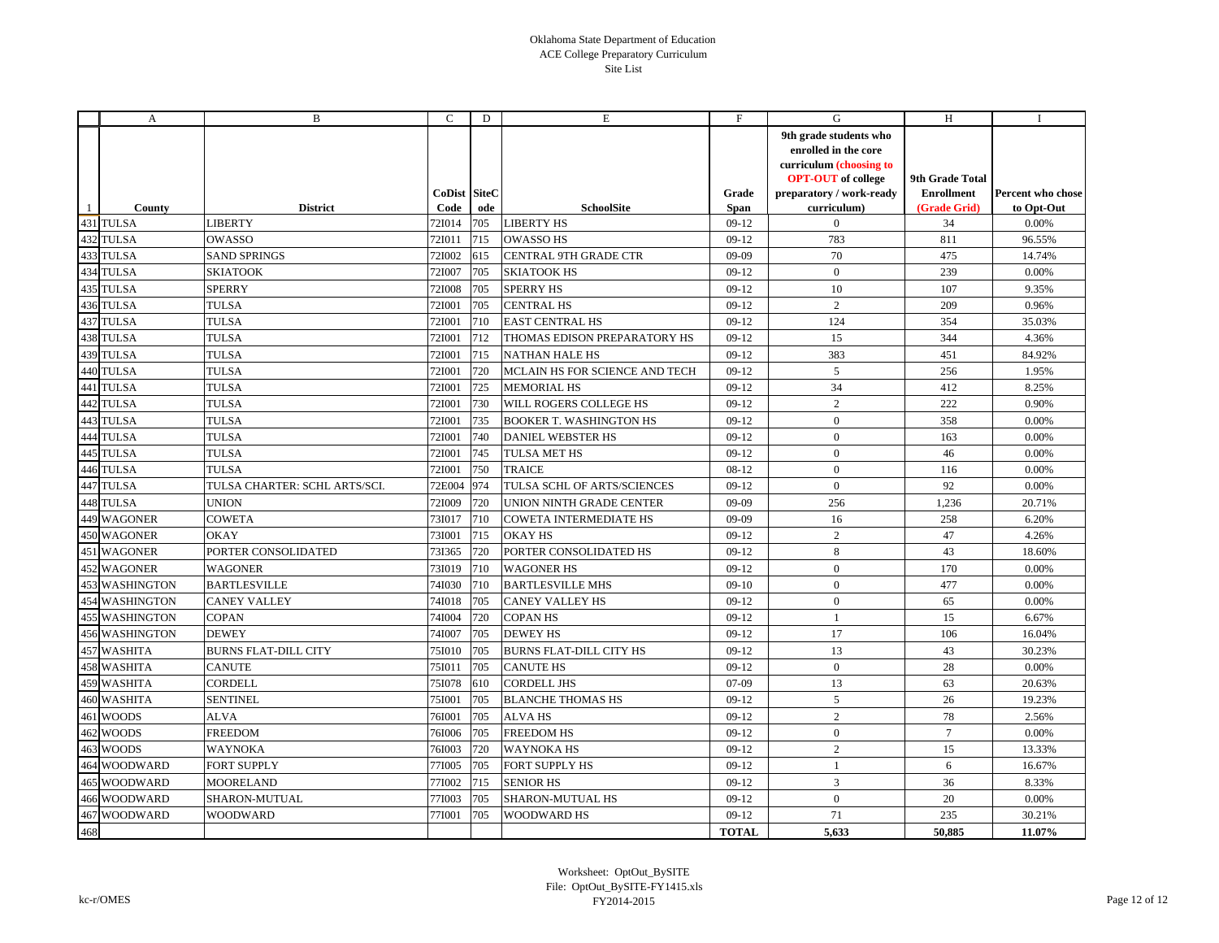Oklahoma State Department of Education
ACE College Preparatory Curriculum
Site List

| | A | B | C | D | E | F | G | H | I |
|---|---|---|---|---|---|---|---|---|---|
| 1 | County | District | CoDist Code | SiteCode | SchoolSite | Grade Span | 9th grade students who enrolled in the core curriculum (choosing to OPT-OUT of college preparatory / work-ready curriculum) | 9th Grade Total Enrollment (Grade Grid) | Percent who chose to Opt-Out |
| 431 | TULSA | LIBERTY | 72I014 | 705 | LIBERTY HS | 09-12 | 0 | 34 | 0.00% |
| 432 | TULSA | OWASSO | 72I011 | 715 | OWASSO HS | 09-12 | 783 | 811 | 96.55% |
| 433 | TULSA | SAND SPRINGS | 72I002 | 615 | CENTRAL 9TH GRADE CTR | 09-09 | 70 | 475 | 14.74% |
| 434 | TULSA | SKIATOOK | 72I007 | 705 | SKIATOOK HS | 09-12 | 0 | 239 | 0.00% |
| 435 | TULSA | SPERRY | 72I008 | 705 | SPERRY HS | 09-12 | 10 | 107 | 9.35% |
| 436 | TULSA | TULSA | 72I001 | 705 | CENTRAL HS | 09-12 | 2 | 209 | 0.96% |
| 437 | TULSA | TULSA | 72I001 | 710 | EAST CENTRAL HS | 09-12 | 124 | 354 | 35.03% |
| 438 | TULSA | TULSA | 72I001 | 712 | THOMAS EDISON PREPARATORY HS | 09-12 | 15 | 344 | 4.36% |
| 439 | TULSA | TULSA | 72I001 | 715 | NATHAN HALE HS | 09-12 | 383 | 451 | 84.92% |
| 440 | TULSA | TULSA | 72I001 | 720 | MCLAIN HS FOR SCIENCE AND TECH | 09-12 | 5 | 256 | 1.95% |
| 441 | TULSA | TULSA | 72I001 | 725 | MEMORIAL HS | 09-12 | 34 | 412 | 8.25% |
| 442 | TULSA | TULSA | 72I001 | 730 | WILL ROGERS COLLEGE HS | 09-12 | 2 | 222 | 0.90% |
| 443 | TULSA | TULSA | 72I001 | 735 | BOOKER T. WASHINGTON HS | 09-12 | 0 | 358 | 0.00% |
| 444 | TULSA | TULSA | 72I001 | 740 | DANIEL WEBSTER HS | 09-12 | 0 | 163 | 0.00% |
| 445 | TULSA | TULSA | 72I001 | 745 | TULSA MET HS | 09-12 | 0 | 46 | 0.00% |
| 446 | TULSA | TULSA | 72I001 | 750 | TRAICE | 08-12 | 0 | 116 | 0.00% |
| 447 | TULSA | TULSA CHARTER: SCHL ARTS/SCI. | 72E004 | 974 | TULSA SCHL OF ARTS/SCIENCES | 09-12 | 0 | 92 | 0.00% |
| 448 | TULSA | UNION | 72I009 | 720 | UNION NINTH GRADE CENTER | 09-09 | 256 | 1,236 | 20.71% |
| 449 | WAGONER | COWETA | 73I017 | 710 | COWETA INTERMEDIATE HS | 09-09 | 16 | 258 | 6.20% |
| 450 | WAGONER | OKAY | 73I001 | 715 | OKAY HS | 09-12 | 2 | 47 | 4.26% |
| 451 | WAGONER | PORTER CONSOLIDATED | 73I365 | 720 | PORTER CONSOLIDATED HS | 09-12 | 8 | 43 | 18.60% |
| 452 | WAGONER | WAGONER | 73I019 | 710 | WAGONER HS | 09-12 | 0 | 170 | 0.00% |
| 453 | WASHINGTON | BARTLESVILLE | 74I030 | 710 | BARTLESVILLE MHS | 09-10 | 0 | 477 | 0.00% |
| 454 | WASHINGTON | CANEY VALLEY | 74I018 | 705 | CANEY VALLEY HS | 09-12 | 0 | 65 | 0.00% |
| 455 | WASHINGTON | COPAN | 74I004 | 720 | COPAN HS | 09-12 | 1 | 15 | 6.67% |
| 456 | WASHINGTON | DEWEY | 74I007 | 705 | DEWEY HS | 09-12 | 17 | 106 | 16.04% |
| 457 | WASHITA | BURNS FLAT-DILL CITY | 75I010 | 705 | BURNS FLAT-DILL CITY HS | 09-12 | 13 | 43 | 30.23% |
| 458 | WASHITA | CANUTE | 75I011 | 705 | CANUTE HS | 09-12 | 0 | 28 | 0.00% |
| 459 | WASHITA | CORDELL | 75I078 | 610 | CORDELL JHS | 07-09 | 13 | 63 | 20.63% |
| 460 | WASHITA | SENTINEL | 75I001 | 705 | BLANCHE THOMAS HS | 09-12 | 5 | 26 | 19.23% |
| 461 | WOODS | ALVA | 76I001 | 705 | ALVA HS | 09-12 | 2 | 78 | 2.56% |
| 462 | WOODS | FREEDOM | 76I006 | 705 | FREEDOM HS | 09-12 | 0 | 7 | 0.00% |
| 463 | WOODS | WAYNOKA | 76I003 | 720 | WAYNOKA HS | 09-12 | 2 | 15 | 13.33% |
| 464 | WOODWARD | FORT SUPPLY | 77I005 | 705 | FORT SUPPLY HS | 09-12 | 1 | 6 | 16.67% |
| 465 | WOODWARD | MOORELAND | 77I002 | 715 | SENIOR HS | 09-12 | 3 | 36 | 8.33% |
| 466 | WOODWARD | SHARON-MUTUAL | 77I003 | 705 | SHARON-MUTUAL HS | 09-12 | 0 | 20 | 0.00% |
| 467 | WOODWARD | WOODWARD | 77I001 | 705 | WOODWARD HS | 09-12 | 71 | 235 | 30.21% |
| 468 | | | | | | **TOTAL** | **5,633** | **50,885** | **11.07%** |

kc-r/OMES

Worksheet: OptOut_BySITE
File: OptOut_BySITE-FY1415.xls
FY2014-2015